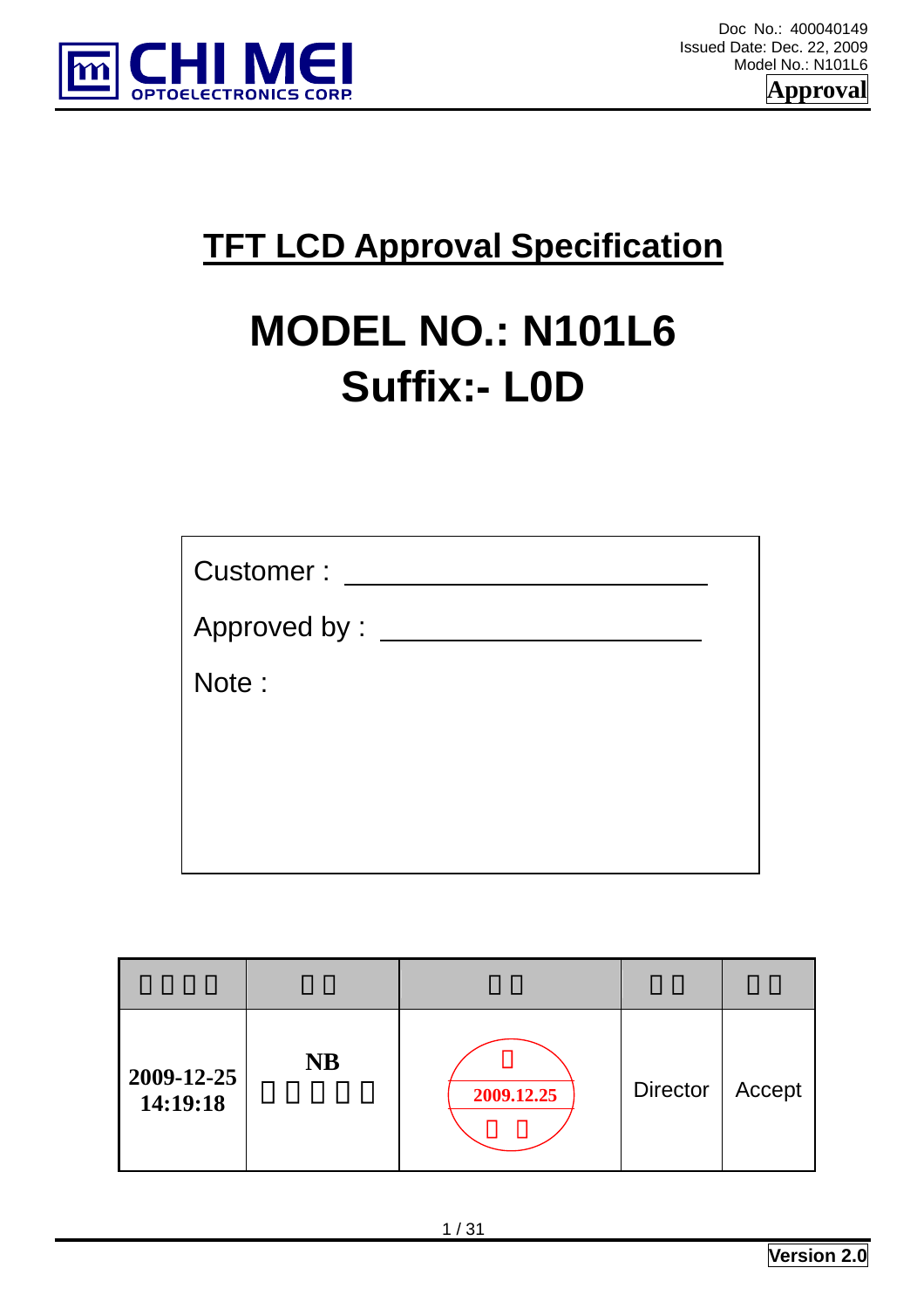Doc No.: 400040149
Issued Date: Dec. 22, 2009
Model No.: N101L6

**Approval**

# TFT LCD Approval Specification

# MODEL NO.: N101L6
# Suffix:- L0D

| Customer : ______________________ |
|---|
| Approved by : ______________________ |
| Note : |

| □□□□ | □□ | □□ | □□ | □□ |
|---|---|---|---|---|
| 2009-12-25 14:19:18 | NB □□□□□ | □ 2009.12.25 □ □ | Director | Accept |

**Version 2.0**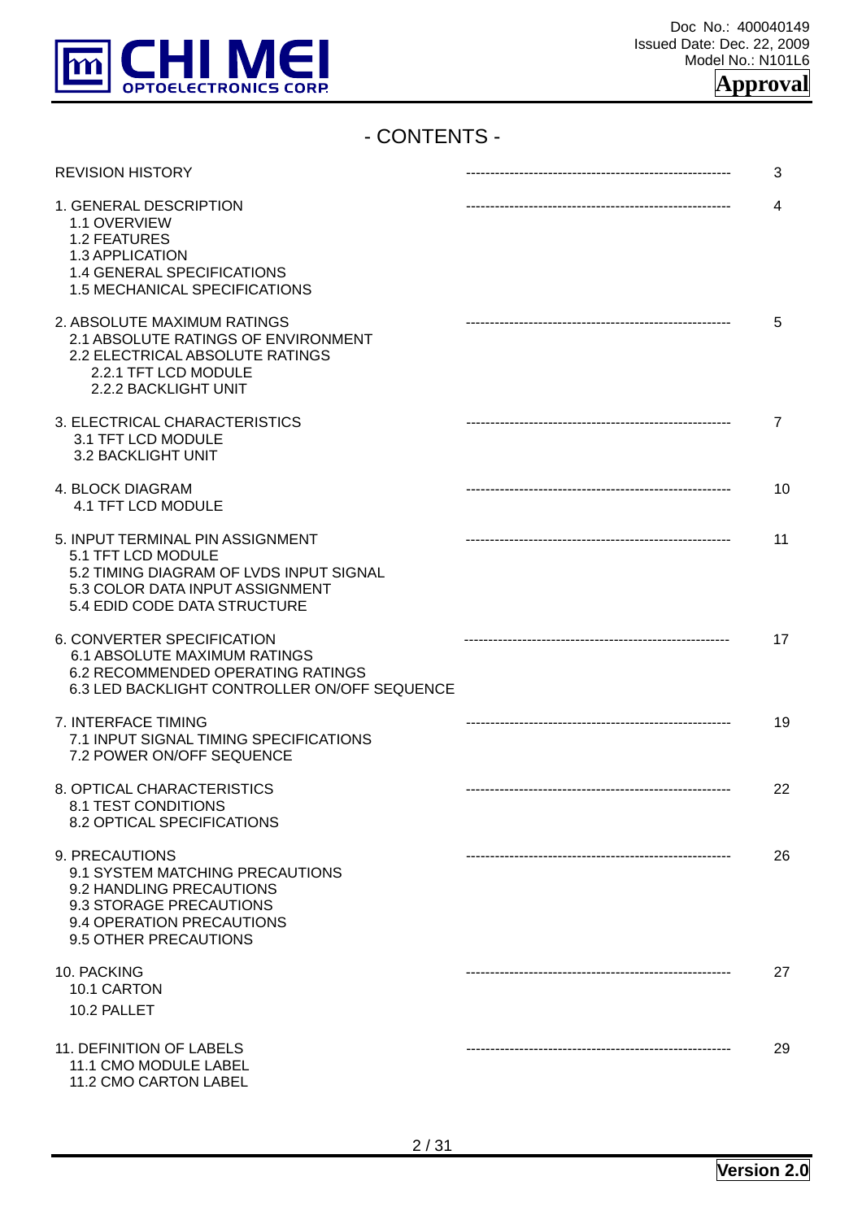# - CONTENTS -

| | | |
|---|---|---|
| REVISION HISTORY | ------------------------------------------------------- | 3 |
| 1. GENERAL DESCRIPTION<br>1.1 OVERVIEW<br>1.2 FEATURES<br>1.3 APPLICATION<br>1.4 GENERAL SPECIFICATIONS<br>1.5 MECHANICAL SPECIFICATIONS | ------------------------------------------------------- | 4 |
| 2. ABSOLUTE MAXIMUM RATINGS<br>2.1 ABSOLUTE RATINGS OF ENVIRONMENT<br>2.2 ELECTRICAL ABSOLUTE RATINGS<br>2.2.1 TFT LCD MODULE<br>2.2.2 BACKLIGHT UNIT | ------------------------------------------------------- | 5 |
| 3. ELECTRICAL CHARACTERISTICS<br>3.1 TFT LCD MODULE<br>3.2 BACKLIGHT UNIT | ------------------------------------------------------- | 7 |
| 4. BLOCK DIAGRAM<br>4.1 TFT LCD MODULE | ------------------------------------------------------- | 10 |
| 5. INPUT TERMINAL PIN ASSIGNMENT<br>5.1 TFT LCD MODULE<br>5.2 TIMING DIAGRAM OF LVDS INPUT SIGNAL<br>5.3 COLOR DATA INPUT ASSIGNMENT<br>5.4 EDID CODE DATA STRUCTURE | ------------------------------------------------------- | 11 |
| 6. CONVERTER SPECIFICATION<br>6.1 ABSOLUTE MAXIMUM RATINGS<br>6.2 RECOMMENDED OPERATING RATINGS<br>6.3 LED BACKLIGHT CONTROLLER ON/OFF SEQUENCE | ------------------------------------------------------- | 17 |
| 7. INTERFACE TIMING<br>7.1 INPUT SIGNAL TIMING SPECIFICATIONS<br>7.2 POWER ON/OFF SEQUENCE | ------------------------------------------------------- | 19 |
| 8. OPTICAL CHARACTERISTICS<br>8.1 TEST CONDITIONS<br>8.2 OPTICAL SPECIFICATIONS | ------------------------------------------------------- | 22 |
| 9. PRECAUTIONS<br>9.1 SYSTEM MATCHING PRECAUTIONS<br>9.2 HANDLING PRECAUTIONS<br>9.3 STORAGE PRECAUTIONS<br>9.4 OPERATION PRECAUTIONS<br>9.5 OTHER PRECAUTIONS | ------------------------------------------------------- | 26 |
| 10. PACKING<br>10.1 CARTON<br>10.2 PALLET | ------------------------------------------------------- | 27 |
| 11. DEFINITION OF LABELS<br>11.1 CMO MODULE LABEL<br>11.2 CMO CARTON LABEL | ------------------------------------------------------- | 29 |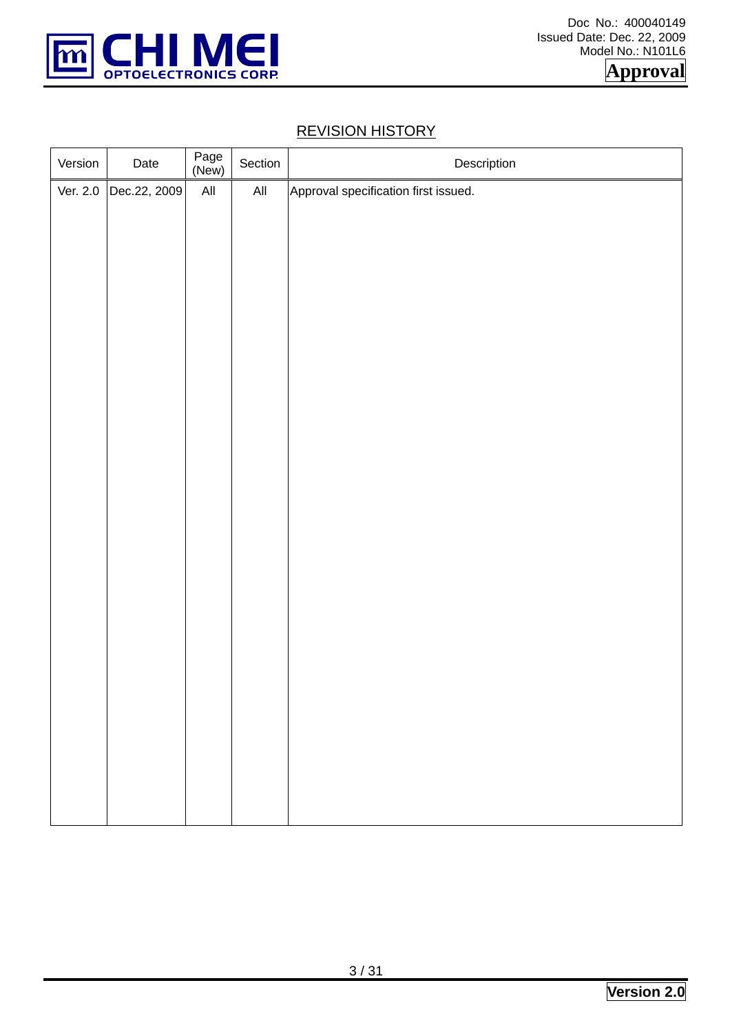## REVISION HISTORY

| Version | Date | Page (New) | Section | Description |
|---|---|---|---|---|
| Ver. 2.0 | Dec.22, 2009 | All | All | Approval specification first issued. |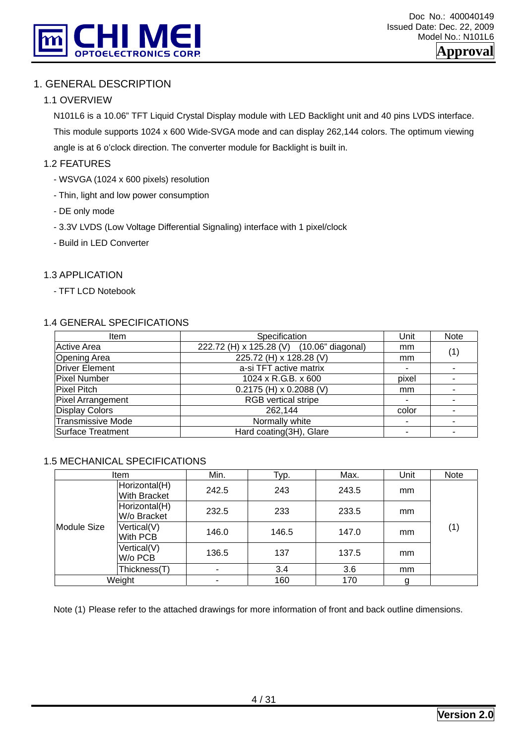# 1. GENERAL DESCRIPTION

## 1.1 OVERVIEW

N101L6 is a 10.06" TFT Liquid Crystal Display module with LED Backlight unit and 40 pins LVDS interface. This module supports 1024 x 600 Wide-SVGA mode and can display 262,144 colors. The optimum viewing angle is at 6 o'clock direction. The converter module for Backlight is built in.

## 1.2 FEATURES

- WSVGA (1024 x 600 pixels) resolution
- Thin, light and low power consumption
- DE only mode
- 3.3V LVDS (Low Voltage Differential Signaling) interface with 1 pixel/clock
- Build in LED Converter

## 1.3 APPLICATION

- TFT LCD Notebook

## 1.4 GENERAL SPECIFICATIONS

| Item | Specification | Unit | Note |
|---|---|---|---|
| Active Area | 222.72 (H) x 125.28 (V) (10.06" diagonal) | mm | (1) |
| Opening Area | 225.72 (H) x 128.28 (V) | mm | |
| Driver Element | a-si TFT active matrix | - | - |
| Pixel Number | 1024 x R.G.B. x 600 | pixel | - |
| Pixel Pitch | 0.2175 (H) x 0.2088 (V) | mm | - |
| Pixel Arrangement | RGB vertical stripe | - | - |
| Display Colors | 262,144 | color | - |
| Transmissive Mode | Normally white | - | - |
| Surface Treatment | Hard coating(3H), Glare | - | - |

## 1.5 MECHANICAL SPECIFICATIONS

| Item | | Min. | Typ. | Max. | Unit | Note |
|---|---|---|---|---|---|---|
| Module Size | Horizontal(H) With Bracket | 242.5 | 243 | 243.5 | mm | (1) |
| | Horizontal(H) W/o Bracket | 232.5 | 233 | 233.5 | mm | |
| | Vertical(V) With PCB | 146.0 | 146.5 | 147.0 | mm | |
| | Vertical(V) W/o PCB | 136.5 | 137 | 137.5 | mm | |
| | Thickness(T) | - | 3.4 | 3.6 | mm | |
| Weight | | - | 160 | 170 | g | |

Note (1) Please refer to the attached drawings for more information of front and back outline dimensions.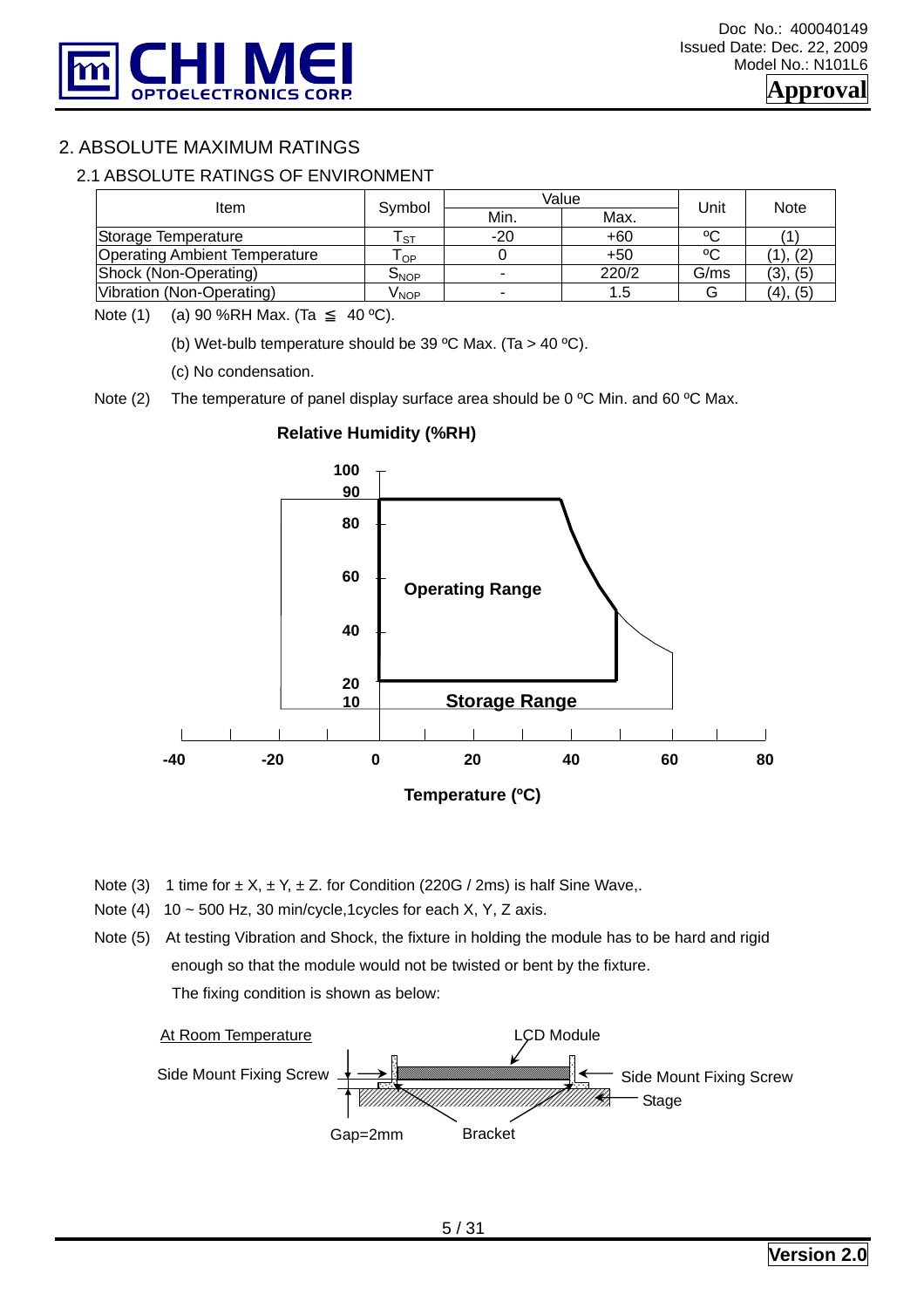## 2. ABSOLUTE MAXIMUM RATINGS

### 2.1 ABSOLUTE RATINGS OF ENVIRONMENT

| Item | Symbol | Value | | Unit | Note |
|---|---|---|---|---|---|
| | | Min. | Max. | | |
| Storage Temperature | $T_{ST}$ | -20 | +60 | ºC | (1) |
| Operating Ambient Temperature | $T_{OP}$ | 0 | +50 | ºC | (1), (2) |
| Shock (Non-Operating) | $S_{NOP}$ | - | 220/2 | G/ms | (3), (5) |
| Vibration (Non-Operating) | $V_{NOP}$ | - | 1.5 | G | (4), (5) |

Note (1) (a) 90 %RH Max. (Ta ≦ 40 ºC).

(b) Wet-bulb temperature should be 39 ºC Max. (Ta > 40 ºC).

(c) No condensation.

Note (2) The temperature of panel display surface area should be 0 ºC Min. and 60 ºC Max.

**Relative Humidity (%RH)**

**Operating Range**

**Storage Range**

**Temperature (ºC)**

Note (3) 1 time for ± X, ± Y, ± Z. for Condition (220G / 2ms) is half Sine Wave,.

Note (4) 10 ~ 500 Hz, 30 min/cycle,1cycles for each X, Y, Z axis.

Note (5) At testing Vibration and Shock, the fixture in holding the module has to be hard and rigid enough so that the module would not be twisted or bent by the fixture.

The fixing condition is shown as below:

At Room Temperature

Side Mount Fixing Screw — LCD Module — Side Mount Fixing Screw — Stage — Gap=2mm — Bracket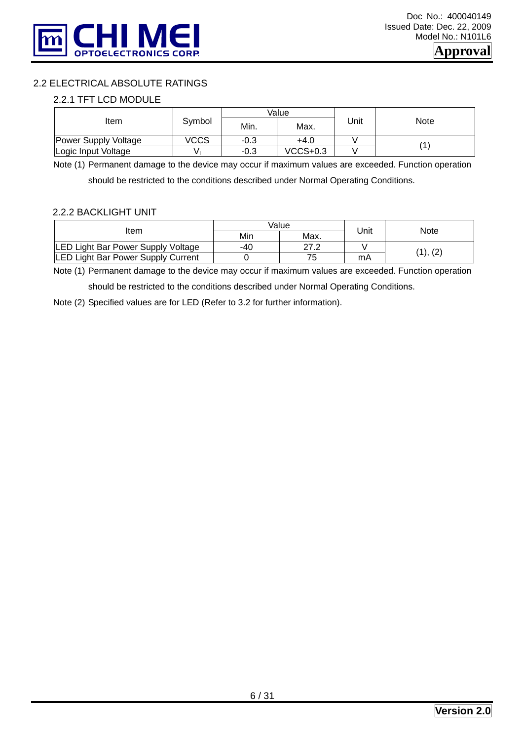## 2.2 ELECTRICAL ABSOLUTE RATINGS

### 2.2.1 TFT LCD MODULE

| Item | Symbol | Value | | Unit | Note |
|---|---|---|---|---|---|
| | | Min. | Max. | | |
| Power Supply Voltage | VCCS | -0.3 | +4.0 | V | (1) |
| Logic Input Voltage | $V_I$ | -0.3 | VCCS+0.3 | V | |

Note (1) Permanent damage to the device may occur if maximum values are exceeded. Function operation should be restricted to the conditions described under Normal Operating Conditions.

### 2.2.2 BACKLIGHT UNIT

| Item | Value | | Unit | Note |
|---|---|---|---|---|
| | Min | Max. | | |
| LED Light Bar Power Supply Voltage | -40 | 27.2 | V | (1), (2) |
| LED Light Bar Power Supply Current | 0 | 75 | mA | |

Note (1) Permanent damage to the device may occur if maximum values are exceeded. Function operation should be restricted to the conditions described under Normal Operating Conditions.

Note (2) Specified values are for LED (Refer to 3.2 for further information).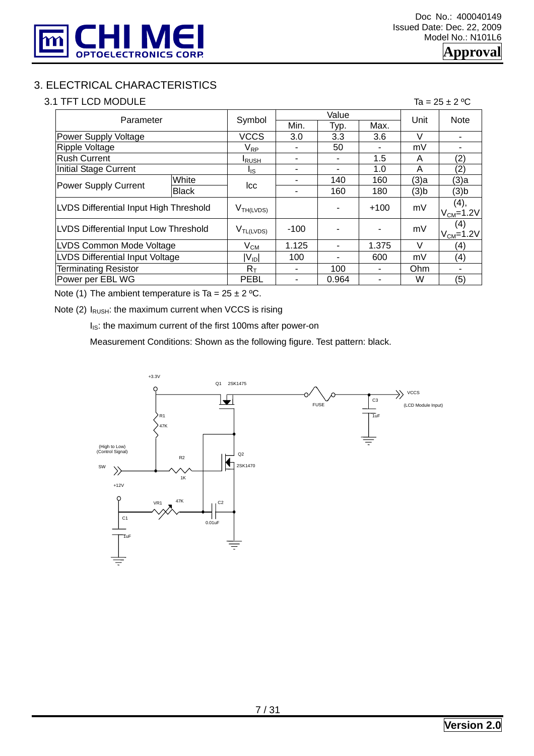## 3. ELECTRICAL CHARACTERISTICS

### 3.1 TFT LCD MODULE

Ta = 25 ± 2 ºC

| Parameter | | Symbol | Value | | | Unit | Note |
|---|---|---|---|---|---|---|---|
| | | | Min. | Typ. | Max. | | |
| Power Supply Voltage | | VCCS | 3.0 | 3.3 | 3.6 | V | - |
| Ripple Voltage | | $V_{RP}$ | - | 50 | - | mV | - |
| Rush Current | | $I_{RUSH}$ | - | - | 1.5 | A | (2) |
| Initial Stage Current | | $I_{IS}$ | - | - | 1.0 | A | (2) |
| Power Supply Current | White | Icc | - | 140 | 160 | (3)a | (3)a |
| | Black | | - | 160 | 180 | (3)b | (3)b |
| LVDS Differential Input High Threshold | | $V_{TH(LVDS)}$ | | - | +100 | mV | (4), $V_{CM}$=1.2V |
| LVDS Differential Input Low Threshold | | $V_{TL(LVDS)}$ | -100 | - | - | mV | (4) $V_{CM}$=1.2V |
| LVDS Common Mode Voltage | | $V_{CM}$ | 1.125 | - | 1.375 | V | (4) |
| LVDS Differential Input Voltage | | $\lvert V_{ID}\rvert$ | 100 | - | 600 | mV | (4) |
| Terminating Resistor | | $R_T$ | - | 100 | - | Ohm | - |
| Power per EBL WG | | PEBL | - | 0.964 | - | W | (5) |

Note (1) The ambient temperature is Ta = 25 ± 2 ºC.

Note (2) $I_{RUSH}$: the maximum current when VCCS is rising

$I_{IS}$: the maximum current of the first 100ms after power-on

Measurement Conditions: Shown as the following figure. Test pattern: black.

+3.3V Q1 2SK1475 FUSE C3 1uF VCCS (LCD Module Input) R1 47K (High to Low) (Control Signal) SW R2 1K Q2 2SK1470 +12V VR1 47K C2 0.01uF C1 1uF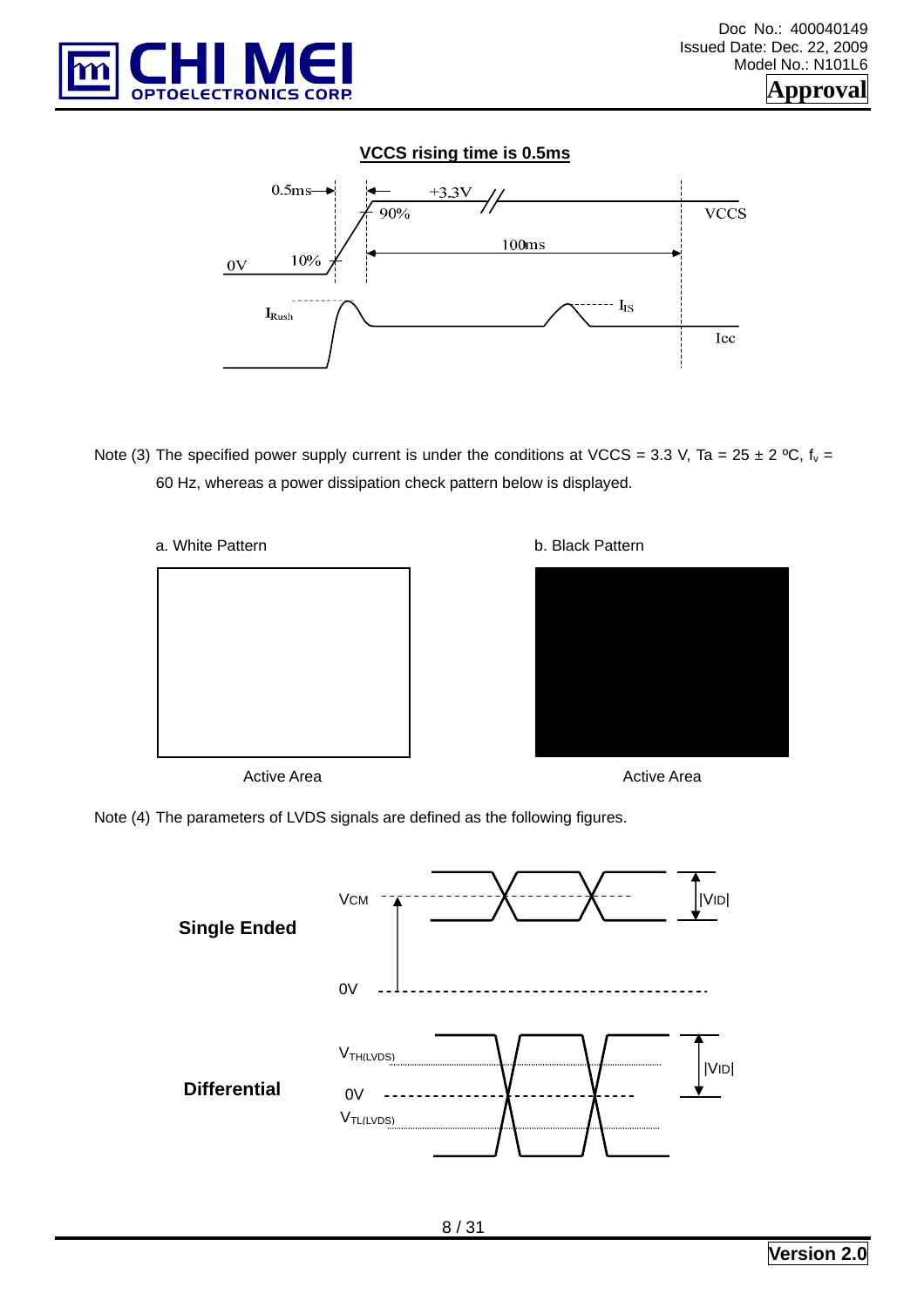**VCCS rising time is 0.5ms**

0.5ms — +3.3V — 90% — VCCS — 100ms — 0V — 10% — $I_{Rush}$ — $I_{IS}$ — Icc

Note (3) The specified power supply current is under the conditions at VCCS = 3.3 V, Ta = 25 ± 2 ºC, $f_v$ = 60 Hz, whereas a power dissipation check pattern below is displayed.

a. White Pattern

Active Area

b. Black Pattern

Active Area

Note (4) The parameters of LVDS signals are defined as the following figures.

**Single Ended**

$V_{CM}$ — $|V_{ID}|$ — 0V

**Differential**

$V_{TH(LVDS)}$ — 0V — $V_{TL(LVDS)}$ — $|V_{ID}|$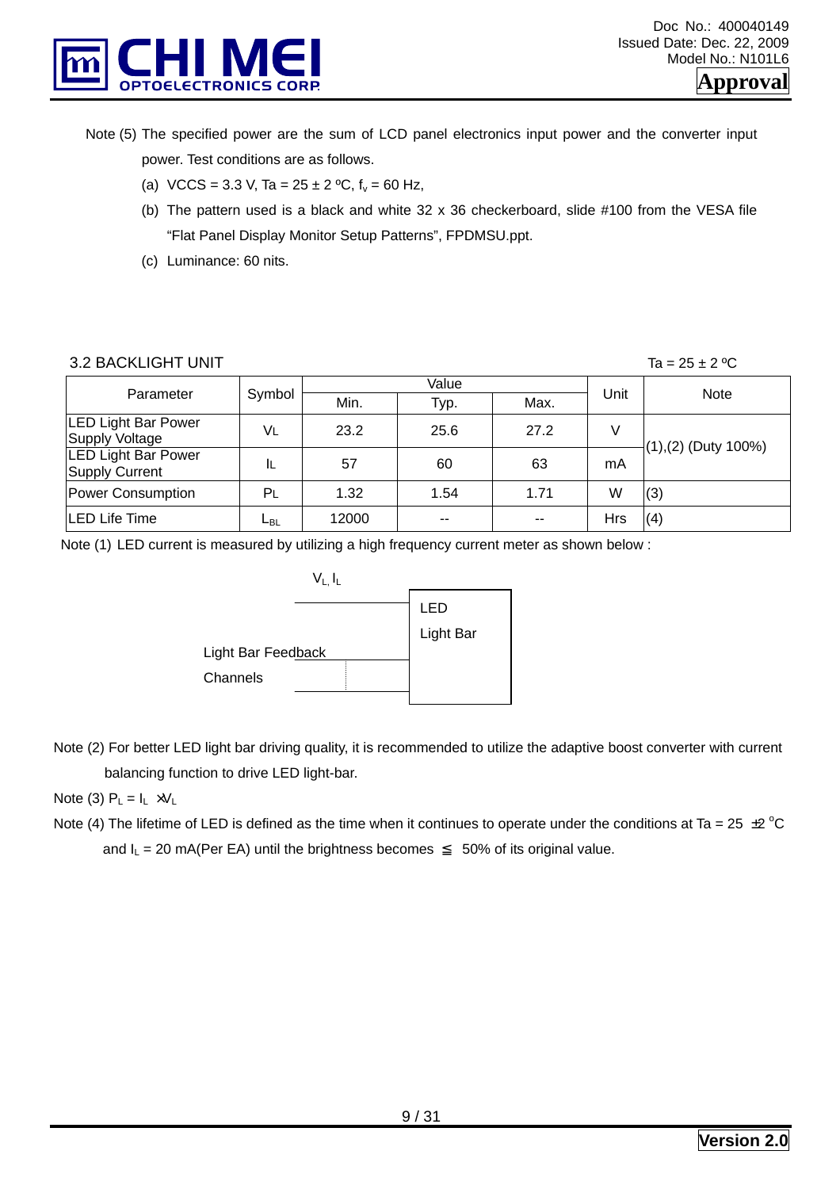Note (5) The specified power are the sum of LCD panel electronics input power and the converter input power. Test conditions are as follows.

(a) VCCS = 3.3 V, Ta = 25 ± 2 ºC, $f_v$ = 60 Hz,

(b) The pattern used is a black and white 32 x 36 checkerboard, slide #100 from the VESA file "Flat Panel Display Monitor Setup Patterns", FPDMSU.ppt.

(c) Luminance: 60 nits.

### 3.2 BACKLIGHT UNIT

Ta = 25 ± 2 ºC

| Parameter | Symbol | Value | | | Unit | Note |
|---|---|---|---|---|---|---|
| | | Min. | Typ. | Max. | | |
| LED Light Bar Power Supply Voltage | $V_L$ | 23.2 | 25.6 | 27.2 | V | (1),(2) (Duty 100%) |
| LED Light Bar Power Supply Current | $I_L$ | 57 | 60 | 63 | mA | |
| Power Consumption | $P_L$ | 1.32 | 1.54 | 1.71 | W | (3) |
| LED Life Time | $L_{BL}$ | 12000 | -- | -- | Hrs | (4) |

Note (1) LED current is measured by utilizing a high frequency current meter as shown below :

$V_L$, $I_L$

LED Light Bar

Light Bar Feedback Channels

Note (2) For better LED light bar driving quality, it is recommended to utilize the adaptive boost converter with current balancing function to drive LED light-bar.

Note (3) $P_L = I_L \times V_L$

Note (4) The lifetime of LED is defined as the time when it continues to operate under the conditions at Ta = 25 ±2 °C and $I_L$ = 20 mA(Per EA) until the brightness becomes ≦ 50% of its original value.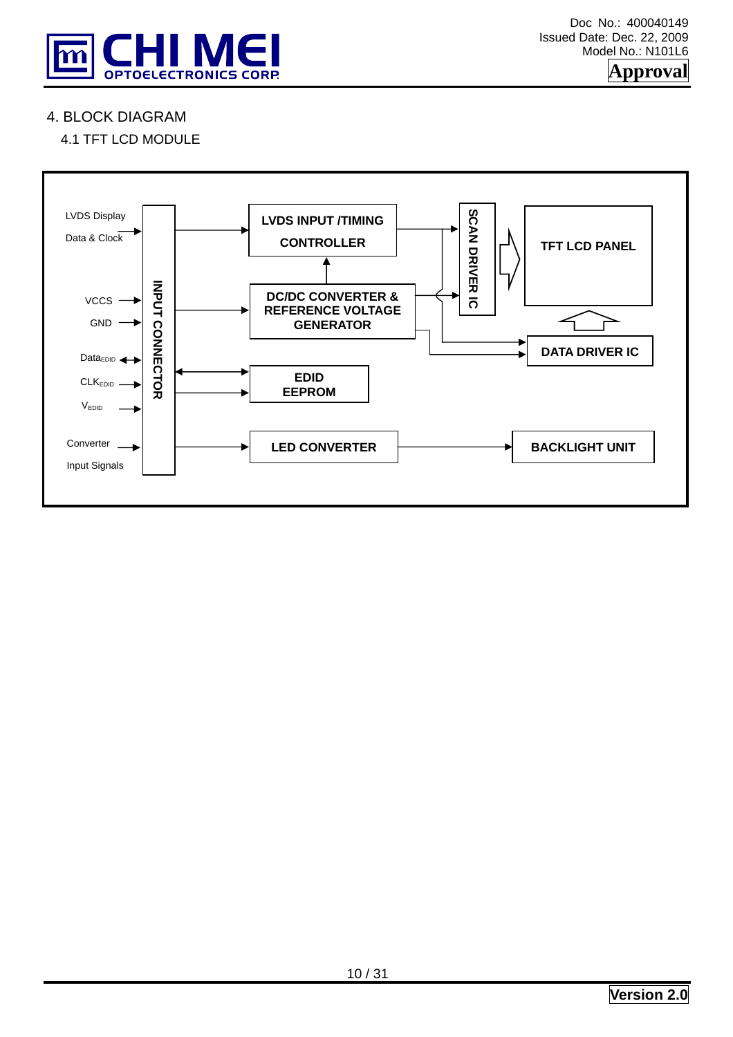# 4. BLOCK DIAGRAM

## 4.1 TFT LCD MODULE

LVDS Display Data & Clock

VCCS

GND

$Data_{EDID}$

$CLK_{EDID}$

$V_{EDID}$

Converter Input Signals

INPUT CONNECTOR

LVDS INPUT /TIMING CONTROLLER

DC/DC CONVERTER & REFERENCE VOLTAGE GENERATOR

EDID EEPROM

LED CONVERTER

SCAN DRIVER IC

TFT LCD PANEL

DATA DRIVER IC

BACKLIGHT UNIT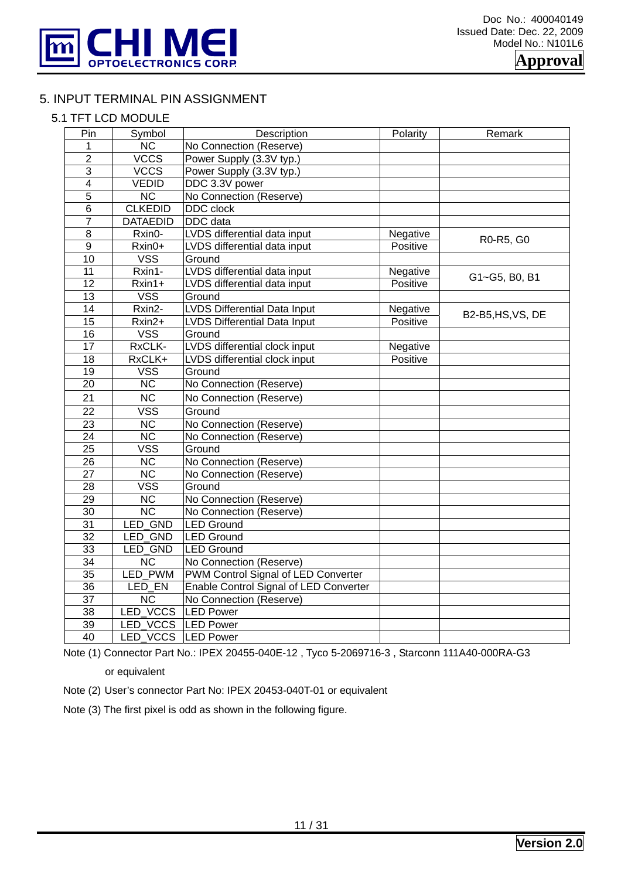## 5. INPUT TERMINAL PIN ASSIGNMENT

### 5.1 TFT LCD MODULE

| Pin | Symbol | Description | Polarity | Remark |
|---|---|---|---|---|
| 1 | NC | No Connection (Reserve) | | |
| 2 | VCCS | Power Supply (3.3V typ.) | | |
| 3 | VCCS | Power Supply (3.3V typ.) | | |
| 4 | VEDID | DDC 3.3V power | | |
| 5 | NC | No Connection (Reserve) | | |
| 6 | CLKEDID | DDC clock | | |
| 7 | DATAEDID | DDC data | | |
| 8 | Rxin0- | LVDS differential data input | Negative | R0-R5, G0 |
| 9 | Rxin0+ | LVDS differential data input | Positive | |
| 10 | VSS | Ground | | |
| 11 | Rxin1- | LVDS differential data input | Negative | G1~G5, B0, B1 |
| 12 | Rxin1+ | LVDS differential data input | Positive | |
| 13 | VSS | Ground | | |
| 14 | Rxin2- | LVDS Differential Data Input | Negative | B2-B5,HS,VS, DE |
| 15 | Rxin2+ | LVDS Differential Data Input | Positive | |
| 16 | VSS | Ground | | |
| 17 | RxCLK- | LVDS differential clock input | Negative | |
| 18 | RxCLK+ | LVDS differential clock input | Positive | |
| 19 | VSS | Ground | | |
| 20 | NC | No Connection (Reserve) | | |
| 21 | NC | No Connection (Reserve) | | |
| 22 | VSS | Ground | | |
| 23 | NC | No Connection (Reserve) | | |
| 24 | NC | No Connection (Reserve) | | |
| 25 | VSS | Ground | | |
| 26 | NC | No Connection (Reserve) | | |
| 27 | NC | No Connection (Reserve) | | |
| 28 | VSS | Ground | | |
| 29 | NC | No Connection (Reserve) | | |
| 30 | NC | No Connection (Reserve) | | |
| 31 | LED_GND | LED Ground | | |
| 32 | LED_GND | LED Ground | | |
| 33 | LED_GND | LED Ground | | |
| 34 | NC | No Connection (Reserve) | | |
| 35 | LED_PWM | PWM Control Signal of LED Converter | | |
| 36 | LED_EN | Enable Control Signal of LED Converter | | |
| 37 | NC | No Connection (Reserve) | | |
| 38 | LED_VCCS | LED Power | | |
| 39 | LED_VCCS | LED Power | | |
| 40 | LED_VCCS | LED Power | | |

Note (1) Connector Part No.: IPEX 20455-040E-12 , Tyco 5-2069716-3 , Starconn 111A40-000RA-G3 or equivalent

Note (2) User's connector Part No: IPEX 20453-040T-01 or equivalent

Note (3) The first pixel is odd as shown in the following figure.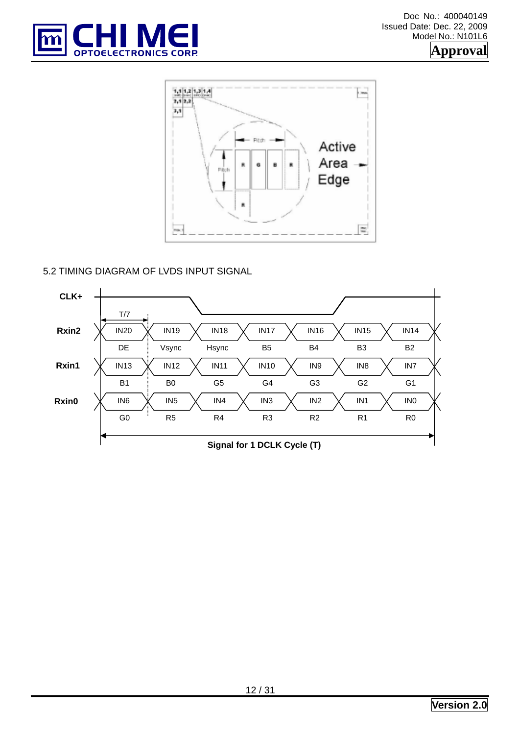Active Area Edge

5.2 TIMING DIAGRAM OF LVDS INPUT SIGNAL

| | | | | | | | |
|---|---|---|---|---|---|---|---|
| Rxin2 | IN20 | IN19 | IN18 | IN17 | IN16 | IN15 | IN14 |
| | DE | Vsync | Hsync | B5 | B4 | B3 | B2 |
| Rxin1 | IN13 | IN12 | IN11 | IN10 | IN9 | IN8 | IN7 |
| | B1 | B0 | G5 | G4 | G3 | G2 | G1 |
| Rxin0 | IN6 | IN5 | IN4 | IN3 | IN2 | IN1 | IN0 |
| | G0 | R5 | R4 | R3 | R2 | R1 | R0 |

CLK+

T/7

**Signal for 1 DCLK Cycle (T)**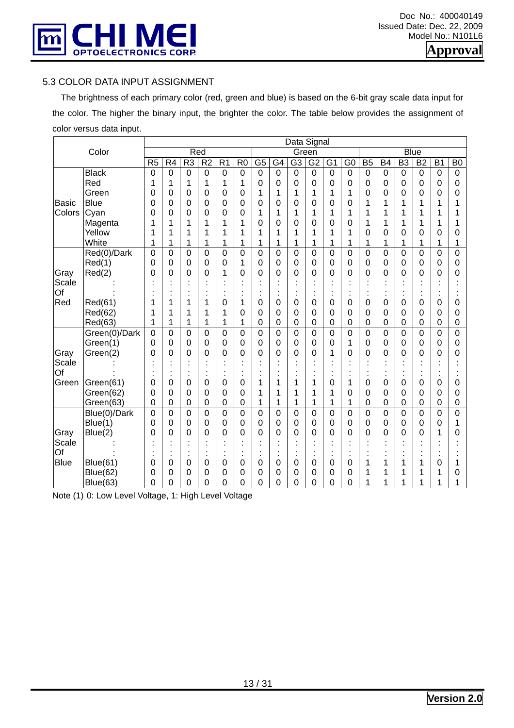## 5.3 COLOR DATA INPUT ASSIGNMENT

The brightness of each primary color (red, green and blue) is based on the 6-bit gray scale data input for the color. The higher the binary input, the brighter the color. The table below provides the assignment of color versus data input.

| Color | | Data Signal | | | | | | | | | | | | | | | | | |
|---|---|---|---|---|---|---|---|---|---|---|---|---|---|---|---|---|---|---|---|
| | | Red | | | | | | Green | | | | | | Blue | | | | | |
| | | R5 | R4 | R3 | R2 | R1 | R0 | G5 | G4 | G3 | G2 | G1 | G0 | B5 | B4 | B3 | B2 | B1 | B0 |
| Basic Colors | Black | 0 | 0 | 0 | 0 | 0 | 0 | 0 | 0 | 0 | 0 | 0 | 0 | 0 | 0 | 0 | 0 | 0 | 0 |
| | Red | 1 | 1 | 1 | 1 | 1 | 1 | 0 | 0 | 0 | 0 | 0 | 0 | 0 | 0 | 0 | 0 | 0 | 0 |
| | Green | 0 | 0 | 0 | 0 | 0 | 0 | 1 | 1 | 1 | 1 | 1 | 1 | 0 | 0 | 0 | 0 | 0 | 0 |
| | Blue | 0 | 0 | 0 | 0 | 0 | 0 | 0 | 0 | 0 | 0 | 0 | 0 | 1 | 1 | 1 | 1 | 1 | 1 |
| | Cyan | 0 | 0 | 0 | 0 | 0 | 0 | 1 | 1 | 1 | 1 | 1 | 1 | 1 | 1 | 1 | 1 | 1 | 1 |
| | Magenta | 1 | 1 | 1 | 1 | 1 | 1 | 0 | 0 | 0 | 0 | 0 | 0 | 1 | 1 | 1 | 1 | 1 | 1 |
| | Yellow | 1 | 1 | 1 | 1 | 1 | 1 | 1 | 1 | 1 | 1 | 1 | 1 | 0 | 0 | 0 | 0 | 0 | 0 |
| | White | 1 | 1 | 1 | 1 | 1 | 1 | 1 | 1 | 1 | 1 | 1 | 1 | 1 | 1 | 1 | 1 | 1 | 1 |
| Gray Scale Of Red | Red(0)/Dark | 0 | 0 | 0 | 0 | 0 | 0 | 0 | 0 | 0 | 0 | 0 | 0 | 0 | 0 | 0 | 0 | 0 | 0 |
| | Red(1) | 0 | 0 | 0 | 0 | 0 | 1 | 0 | 0 | 0 | 0 | 0 | 0 | 0 | 0 | 0 | 0 | 0 | 0 |
| | Red(2) | 0 | 0 | 0 | 0 | 1 | 0 | 0 | 0 | 0 | 0 | 0 | 0 | 0 | 0 | 0 | 0 | 0 | 0 |
| | : | : | : | : | : | : | : | : | : | : | : | : | : | : | : | : | : | : | : |
| | : | : | : | : | : | : | : | : | : | : | : | : | : | : | : | : | : | : | : |
| | Red(61) | 1 | 1 | 1 | 1 | 0 | 1 | 0 | 0 | 0 | 0 | 0 | 0 | 0 | 0 | 0 | 0 | 0 | 0 |
| | Red(62) | 1 | 1 | 1 | 1 | 1 | 0 | 0 | 0 | 0 | 0 | 0 | 0 | 0 | 0 | 0 | 0 | 0 | 0 |
| | Red(63) | 1 | 1 | 1 | 1 | 1 | 1 | 0 | 0 | 0 | 0 | 0 | 0 | 0 | 0 | 0 | 0 | 0 | 0 |
| Gray Scale Of Green | Green(0)/Dark | 0 | 0 | 0 | 0 | 0 | 0 | 0 | 0 | 0 | 0 | 0 | 0 | 0 | 0 | 0 | 0 | 0 | 0 |
| | Green(1) | 0 | 0 | 0 | 0 | 0 | 0 | 0 | 0 | 0 | 0 | 0 | 1 | 0 | 0 | 0 | 0 | 0 | 0 |
| | Green(2) | 0 | 0 | 0 | 0 | 0 | 0 | 0 | 0 | 0 | 0 | 1 | 0 | 0 | 0 | 0 | 0 | 0 | 0 |
| | : | : | : | : | : | : | : | : | : | : | : | : | : | : | : | : | : | : | : |
| | : | : | : | : | : | : | : | : | : | : | : | : | : | : | : | : | : | : | : |
| | Green(61) | 0 | 0 | 0 | 0 | 0 | 0 | 1 | 1 | 1 | 1 | 0 | 1 | 0 | 0 | 0 | 0 | 0 | 0 |
| | Green(62) | 0 | 0 | 0 | 0 | 0 | 0 | 1 | 1 | 1 | 1 | 1 | 0 | 0 | 0 | 0 | 0 | 0 | 0 |
| | Green(63) | 0 | 0 | 0 | 0 | 0 | 0 | 1 | 1 | 1 | 1 | 1 | 1 | 0 | 0 | 0 | 0 | 0 | 0 |
| Gray Scale Of Blue | Blue(0)/Dark | 0 | 0 | 0 | 0 | 0 | 0 | 0 | 0 | 0 | 0 | 0 | 0 | 0 | 0 | 0 | 0 | 0 | 0 |
| | Blue(1) | 0 | 0 | 0 | 0 | 0 | 0 | 0 | 0 | 0 | 0 | 0 | 0 | 0 | 0 | 0 | 0 | 0 | 1 |
| | Blue(2) | 0 | 0 | 0 | 0 | 0 | 0 | 0 | 0 | 0 | 0 | 0 | 0 | 0 | 0 | 0 | 0 | 1 | 0 |
| | : | : | : | : | : | : | : | : | : | : | : | : | : | : | : | : | : | : | : |
| | : | : | : | : | : | : | : | : | : | : | : | : | : | : | : | : | : | : | : |
| | Blue(61) | 0 | 0 | 0 | 0 | 0 | 0 | 0 | 0 | 0 | 0 | 0 | 0 | 1 | 1 | 1 | 1 | 0 | 1 |
| | Blue(62) | 0 | 0 | 0 | 0 | 0 | 0 | 0 | 0 | 0 | 0 | 0 | 0 | 1 | 1 | 1 | 1 | 1 | 0 |
| | Blue(63) | 0 | 0 | 0 | 0 | 0 | 0 | 0 | 0 | 0 | 0 | 0 | 0 | 1 | 1 | 1 | 1 | 1 | 1 |

Note (1) 0: Low Level Voltage, 1: High Level Voltage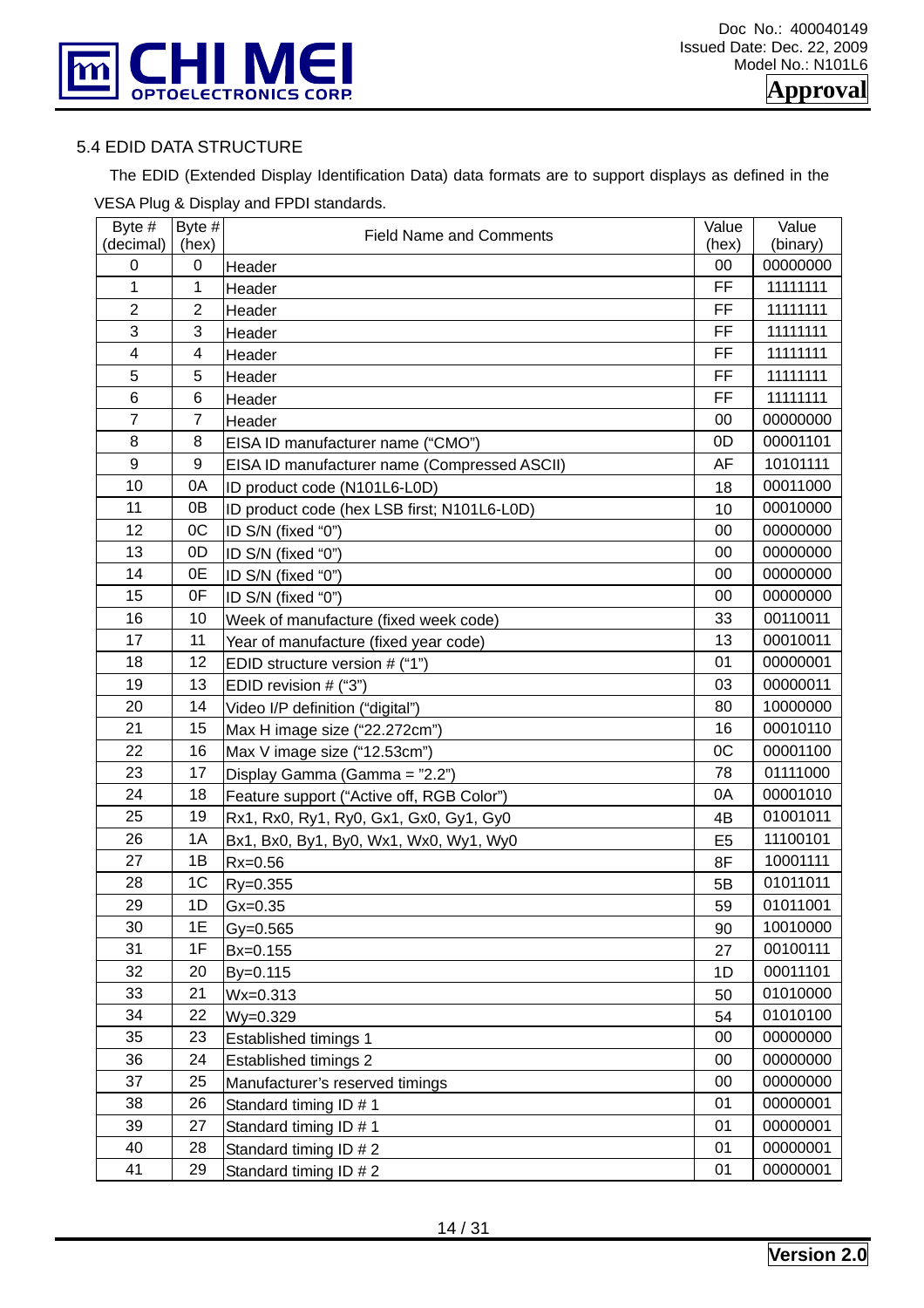### 5.4 EDID DATA STRUCTURE

The EDID (Extended Display Identification Data) data formats are to support displays as defined in the VESA Plug & Display and FPDI standards.

| Byte # (decimal) | Byte # (hex) | Field Name and Comments | Value (hex) | Value (binary) |
|---|---|---|---|---|
| 0 | 0 | Header | 00 | 00000000 |
| 1 | 1 | Header | FF | 11111111 |
| 2 | 2 | Header | FF | 11111111 |
| 3 | 3 | Header | FF | 11111111 |
| 4 | 4 | Header | FF | 11111111 |
| 5 | 5 | Header | FF | 11111111 |
| 6 | 6 | Header | FF | 11111111 |
| 7 | 7 | Header | 00 | 00000000 |
| 8 | 8 | EISA ID manufacturer name ("CMO") | 0D | 00001101 |
| 9 | 9 | EISA ID manufacturer name (Compressed ASCII) | AF | 10101111 |
| 10 | 0A | ID product code (N101L6-L0D) | 18 | 00011000 |
| 11 | 0B | ID product code (hex LSB first; N101L6-L0D) | 10 | 00010000 |
| 12 | 0C | ID S/N (fixed "0") | 00 | 00000000 |
| 13 | 0D | ID S/N (fixed "0") | 00 | 00000000 |
| 14 | 0E | ID S/N (fixed "0") | 00 | 00000000 |
| 15 | 0F | ID S/N (fixed "0") | 00 | 00000000 |
| 16 | 10 | Week of manufacture (fixed week code) | 33 | 00110011 |
| 17 | 11 | Year of manufacture (fixed year code) | 13 | 00010011 |
| 18 | 12 | EDID structure version # ("1") | 01 | 00000001 |
| 19 | 13 | EDID revision # ("3") | 03 | 00000011 |
| 20 | 14 | Video I/P definition ("digital") | 80 | 10000000 |
| 21 | 15 | Max H image size ("22.272cm") | 16 | 00010110 |
| 22 | 16 | Max V image size ("12.53cm") | 0C | 00001100 |
| 23 | 17 | Display Gamma (Gamma = "2.2") | 78 | 01111000 |
| 24 | 18 | Feature support ("Active off, RGB Color") | 0A | 00001010 |
| 25 | 19 | Rx1, Rx0, Ry1, Ry0, Gx1, Gx0, Gy1, Gy0 | 4B | 01001011 |
| 26 | 1A | Bx1, Bx0, By1, By0, Wx1, Wx0, Wy1, Wy0 | E5 | 11100101 |
| 27 | 1B | Rx=0.56 | 8F | 10001111 |
| 28 | 1C | Ry=0.355 | 5B | 01011011 |
| 29 | 1D | Gx=0.35 | 59 | 01011001 |
| 30 | 1E | Gy=0.565 | 90 | 10010000 |
| 31 | 1F | Bx=0.155 | 27 | 00100111 |
| 32 | 20 | By=0.115 | 1D | 00011101 |
| 33 | 21 | Wx=0.313 | 50 | 01010000 |
| 34 | 22 | Wy=0.329 | 54 | 01010100 |
| 35 | 23 | Established timings 1 | 00 | 00000000 |
| 36 | 24 | Established timings 2 | 00 | 00000000 |
| 37 | 25 | Manufacturer's reserved timings | 00 | 00000000 |
| 38 | 26 | Standard timing ID # 1 | 01 | 00000001 |
| 39 | 27 | Standard timing ID # 1 | 01 | 00000001 |
| 40 | 28 | Standard timing ID # 2 | 01 | 00000001 |
| 41 | 29 | Standard timing ID # 2 | 01 | 00000001 |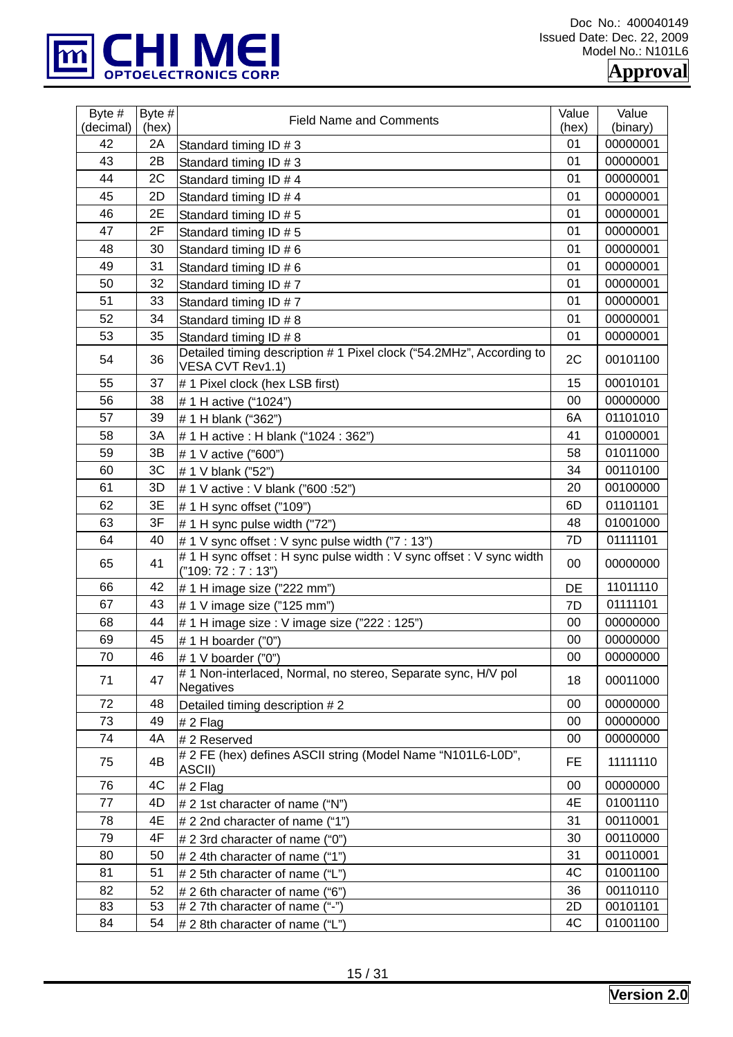| Byte # (decimal) | Byte # (hex) | Field Name and Comments | Value (hex) | Value (binary) |
|---|---|---|---|---|
| 42 | 2A | Standard timing ID # 3 | 01 | 00000001 |
| 43 | 2B | Standard timing ID # 3 | 01 | 00000001 |
| 44 | 2C | Standard timing ID # 4 | 01 | 00000001 |
| 45 | 2D | Standard timing ID # 4 | 01 | 00000001 |
| 46 | 2E | Standard timing ID # 5 | 01 | 00000001 |
| 47 | 2F | Standard timing ID # 5 | 01 | 00000001 |
| 48 | 30 | Standard timing ID # 6 | 01 | 00000001 |
| 49 | 31 | Standard timing ID # 6 | 01 | 00000001 |
| 50 | 32 | Standard timing ID # 7 | 01 | 00000001 |
| 51 | 33 | Standard timing ID # 7 | 01 | 00000001 |
| 52 | 34 | Standard timing ID # 8 | 01 | 00000001 |
| 53 | 35 | Standard timing ID # 8 | 01 | 00000001 |
| 54 | 36 | Detailed timing description # 1 Pixel clock ("54.2MHz", According to VESA CVT Rev1.1) | 2C | 00101100 |
| 55 | 37 | # 1 Pixel clock (hex LSB first) | 15 | 00010101 |
| 56 | 38 | # 1 H active ("1024") | 00 | 00000000 |
| 57 | 39 | # 1 H blank ("362") | 6A | 01101010 |
| 58 | 3A | # 1 H active : H blank ("1024 : 362") | 41 | 01000001 |
| 59 | 3B | # 1 V active ("600") | 58 | 01011000 |
| 60 | 3C | # 1 V blank ("52") | 34 | 00110100 |
| 61 | 3D | # 1 V active : V blank ("600 :52") | 20 | 00100000 |
| 62 | 3E | # 1 H sync offset ("109") | 6D | 01101101 |
| 63 | 3F | # 1 H sync pulse width ("72") | 48 | 01001000 |
| 64 | 40 | # 1 V sync offset : V sync pulse width ("7 : 13") | 7D | 01111101 |
| 65 | 41 | # 1 H sync offset : H sync pulse width : V sync offset : V sync width ("109: 72 : 7 : 13") | 00 | 00000000 |
| 66 | 42 | # 1 H image size ("222 mm") | DE | 11011110 |
| 67 | 43 | # 1 V image size ("125 mm") | 7D | 01111101 |
| 68 | 44 | # 1 H image size : V image size ("222 : 125") | 00 | 00000000 |
| 69 | 45 | # 1 H boarder ("0") | 00 | 00000000 |
| 70 | 46 | # 1 V boarder ("0") | 00 | 00000000 |
| 71 | 47 | # 1 Non-interlaced, Normal, no stereo, Separate sync, H/V pol Negatives | 18 | 00011000 |
| 72 | 48 | Detailed timing description # 2 | 00 | 00000000 |
| 73 | 49 | # 2 Flag | 00 | 00000000 |
| 74 | 4A | # 2 Reserved | 00 | 00000000 |
| 75 | 4B | # 2 FE (hex) defines ASCII string (Model Name "N101L6-L0D", ASCII) | FE | 11111110 |
| 76 | 4C | # 2 Flag | 00 | 00000000 |
| 77 | 4D | # 2 1st character of name ("N") | 4E | 01001110 |
| 78 | 4E | # 2 2nd character of name ("1") | 31 | 00110001 |
| 79 | 4F | # 2 3rd character of name ("0") | 30 | 00110000 |
| 80 | 50 | # 2 4th character of name ("1") | 31 | 00110001 |
| 81 | 51 | # 2 5th character of name ("L") | 4C | 01001100 |
| 82 | 52 | # 2 6th character of name ("6") | 36 | 00110110 |
| 83 | 53 | # 2 7th character of name ("-") | 2D | 00101101 |
| 84 | 54 | # 2 8th character of name ("L") | 4C | 01001100 |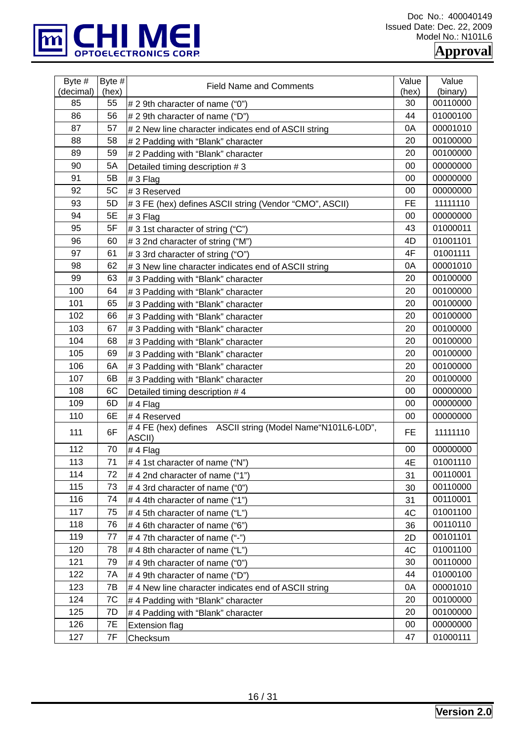| Byte # (decimal) | Byte # (hex) | Field Name and Comments | Value (hex) | Value (binary) |
|---|---|---|---|---|
| 85 | 55 | # 2 9th character of name ("0") | 30 | 00110000 |
| 86 | 56 | # 2 9th character of name ("D") | 44 | 01000100 |
| 87 | 57 | # 2 New line character indicates end of ASCII string | 0A | 00001010 |
| 88 | 58 | # 2 Padding with "Blank" character | 20 | 00100000 |
| 89 | 59 | # 2 Padding with "Blank" character | 20 | 00100000 |
| 90 | 5A | Detailed timing description # 3 | 00 | 00000000 |
| 91 | 5B | # 3 Flag | 00 | 00000000 |
| 92 | 5C | # 3 Reserved | 00 | 00000000 |
| 93 | 5D | # 3 FE (hex) defines ASCII string (Vendor "CMO", ASCII) | FE | 11111110 |
| 94 | 5E | # 3 Flag | 00 | 00000000 |
| 95 | 5F | # 3 1st character of string ("C") | 43 | 01000011 |
| 96 | 60 | # 3 2nd character of string ("M") | 4D | 01001101 |
| 97 | 61 | # 3 3rd character of string ("O") | 4F | 01001111 |
| 98 | 62 | # 3 New line character indicates end of ASCII string | 0A | 00001010 |
| 99 | 63 | # 3 Padding with "Blank" character | 20 | 00100000 |
| 100 | 64 | # 3 Padding with "Blank" character | 20 | 00100000 |
| 101 | 65 | # 3 Padding with "Blank" character | 20 | 00100000 |
| 102 | 66 | # 3 Padding with "Blank" character | 20 | 00100000 |
| 103 | 67 | # 3 Padding with "Blank" character | 20 | 00100000 |
| 104 | 68 | # 3 Padding with "Blank" character | 20 | 00100000 |
| 105 | 69 | # 3 Padding with "Blank" character | 20 | 00100000 |
| 106 | 6A | # 3 Padding with "Blank" character | 20 | 00100000 |
| 107 | 6B | # 3 Padding with "Blank" character | 20 | 00100000 |
| 108 | 6C | Detailed timing description # 4 | 00 | 00000000 |
| 109 | 6D | # 4 Flag | 00 | 00000000 |
| 110 | 6E | # 4 Reserved | 00 | 00000000 |
| 111 | 6F | # 4 FE (hex) defines ASCII string (Model Name"N101L6-L0D", ASCII) | FE | 11111110 |
| 112 | 70 | # 4 Flag | 00 | 00000000 |
| 113 | 71 | # 4 1st character of name ("N") | 4E | 01001110 |
| 114 | 72 | # 4 2nd character of name ("1") | 31 | 00110001 |
| 115 | 73 | # 4 3rd character of name ("0") | 30 | 00110000 |
| 116 | 74 | # 4 4th character of name ("1") | 31 | 00110001 |
| 117 | 75 | # 4 5th character of name ("L") | 4C | 01001100 |
| 118 | 76 | # 4 6th character of name ("6") | 36 | 00110110 |
| 119 | 77 | # 4 7th character of name ("-") | 2D | 00101101 |
| 120 | 78 | # 4 8th character of name ("L") | 4C | 01001100 |
| 121 | 79 | # 4 9th character of name ("0") | 30 | 00110000 |
| 122 | 7A | # 4 9th character of name ("D") | 44 | 01000100 |
| 123 | 7B | # 4 New line character indicates end of ASCII string | 0A | 00001010 |
| 124 | 7C | # 4 Padding with "Blank" character | 20 | 00100000 |
| 125 | 7D | # 4 Padding with "Blank" character | 20 | 00100000 |
| 126 | 7E | Extension flag | 00 | 00000000 |
| 127 | 7F | Checksum | 47 | 01000111 |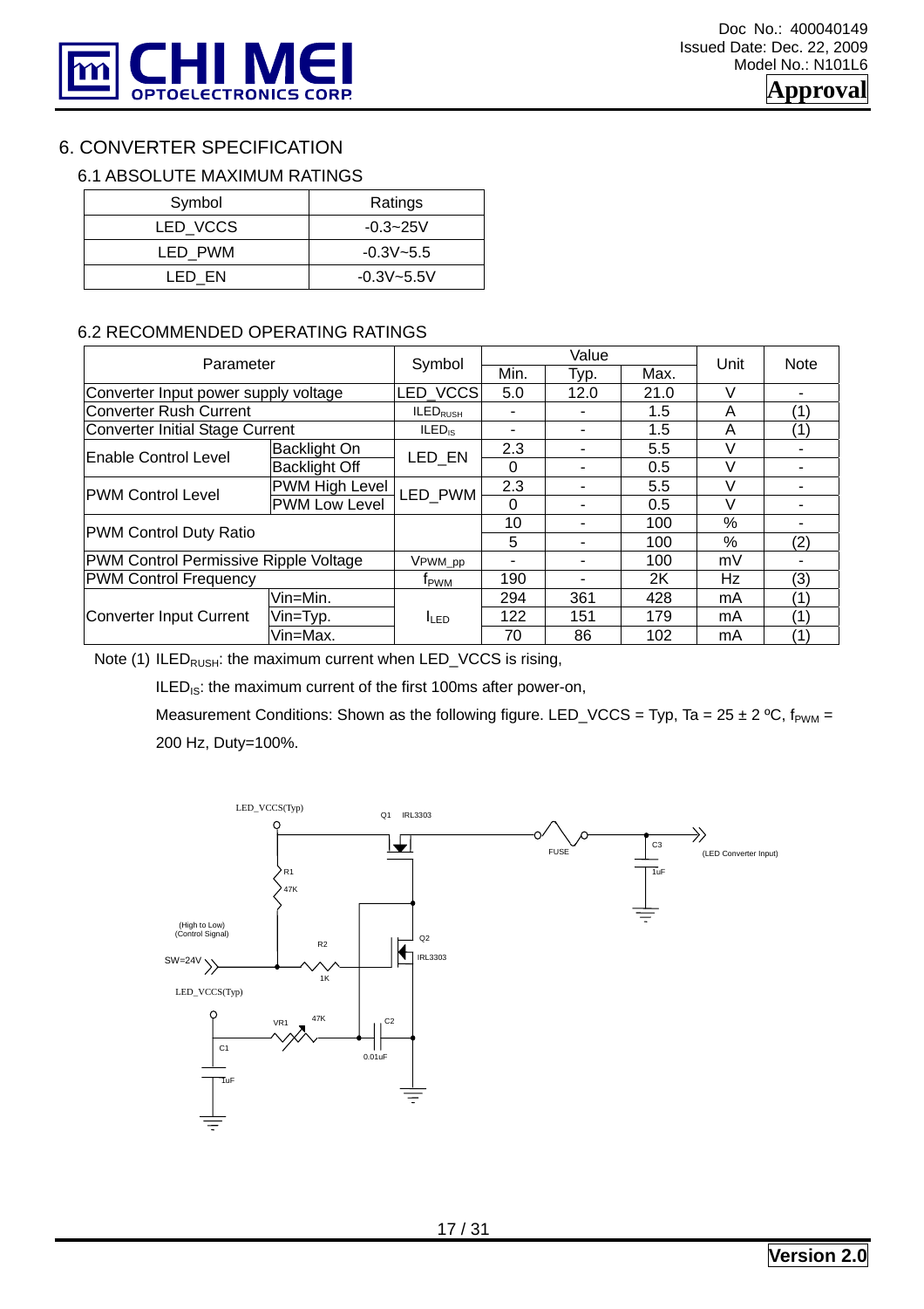## 6. CONVERTER SPECIFICATION

### 6.1 ABSOLUTE MAXIMUM RATINGS

| Symbol | Ratings |
|---|---|
| LED_VCCS | -0.3~25V |
| LED_PWM | -0.3V~5.5 |
| LED_EN | -0.3V~5.5V |

### 6.2 RECOMMENDED OPERATING RATINGS

| Parameter | | Symbol | Value | | | Unit | Note |
|---|---|---|---|---|---|---|---|
| | | | Min. | Typ. | Max. | | |
| Converter Input power supply voltage | | LED_VCCS | 5.0 | 12.0 | 21.0 | V | - |
| Converter Rush Current | | $ILED_{RUSH}$ | - | - | 1.5 | A | (1) |
| Converter Initial Stage Current | | $ILED_{IS}$ | - | - | 1.5 | A | (1) |
| Enable Control Level | Backlight On | LED_EN | 2.3 | - | 5.5 | V | - |
| | Backlight Off | | 0 | - | 0.5 | V | - |
| PWM Control Level | PWM High Level | LED_PWM | 2.3 | - | 5.5 | V | - |
| | PWM Low Level | | 0 | - | 0.5 | V | - |
| PWM Control Duty Ratio | | | 10 | - | 100 | % | - |
| | | | 5 | - | 100 | % | (2) |
| PWM Control Permissive Ripple Voltage | | $V_{PWM\_pp}$ | - | - | 100 | mV | - |
| PWM Control Frequency | | $f_{PWM}$ | 190 | - | 2K | Hz | (3) |
| Converter Input Current | Vin=Min. | $I_{LED}$ | 294 | 361 | 428 | mA | (1) |
| | Vin=Typ. | | 122 | 151 | 179 | mA | (1) |
| | Vin=Max. | | 70 | 86 | 102 | mA | (1) |

Note (1) $ILED_{RUSH}$: the maximum current when LED_VCCS is rising,

$ILED_{IS}$: the maximum current of the first 100ms after power-on,

Measurement Conditions: Shown as the following figure. LED_VCCS = Typ, Ta = 25 ± 2 ºC, $f_{PWM}$ = 200 Hz, Duty=100%.

LED_VCCS(Typ) Q1 IRL3303 FUSE C3 1uF (LED Converter Input) R1 47K (High to Low) (Control Signal) SW=24V R2 1K Q2 IRL3303 LED_VCCS(Typ) VR1 47K C2 0.01uF C1 1uF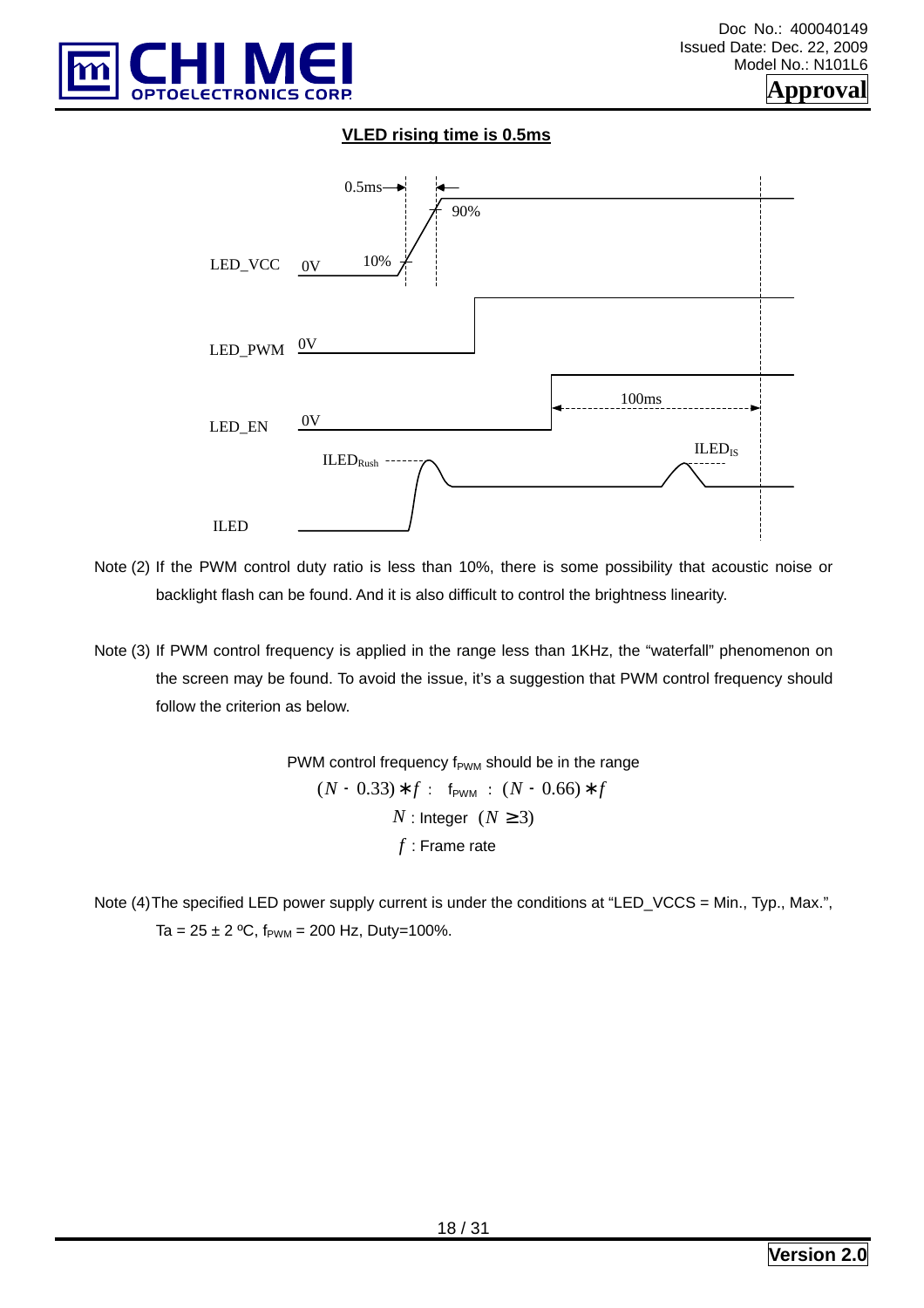**VLED rising time is 0.5ms**

Note (2) If the PWM control duty ratio is less than 10%, there is some possibility that acoustic noise or backlight flash can be found. And it is also difficult to control the brightness linearity.

Note (3) If PWM control frequency is applied in the range less than 1KHz, the "waterfall" phenomenon on the screen may be found. To avoid the issue, it's a suggestion that PWM control frequency should follow the criterion as below.

PWM control frequency $f_{PWM}$ should be in the range

$$(N - 0.33) * f \le f_{PWM} \le (N - 0.66) * f$$

$N$ : Integer $(N \ge 3)$

$f$ : Frame rate

Note (4) The specified LED power supply current is under the conditions at "LED_VCCS = Min., Typ., Max.", Ta = 25 ± 2 ºC, $f_{PWM}$ = 200 Hz, Duty=100%.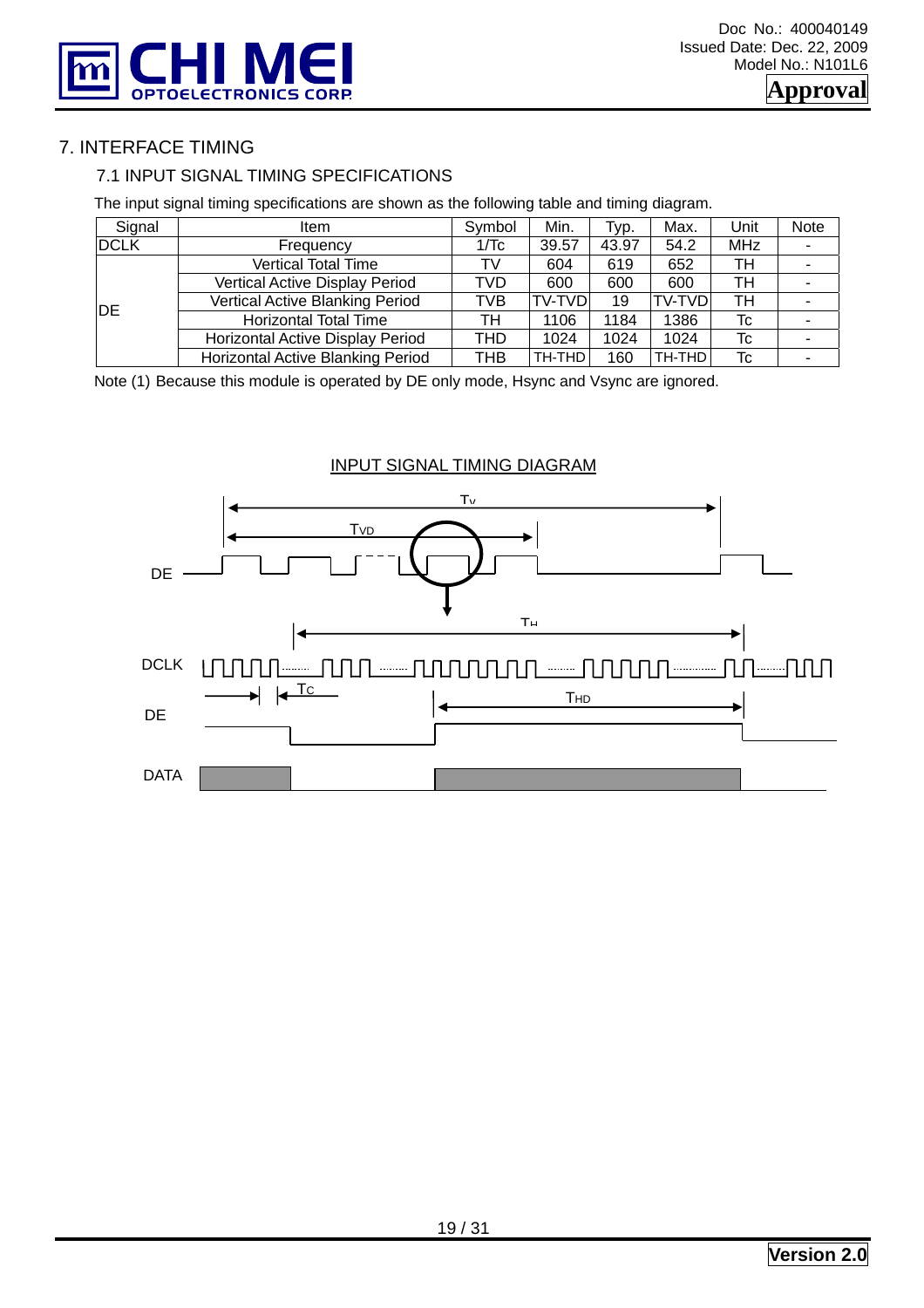# 7. INTERFACE TIMING

## 7.1 INPUT SIGNAL TIMING SPECIFICATIONS

The input signal timing specifications are shown as the following table and timing diagram.

| Signal | Item | Symbol | Min. | Typ. | Max. | Unit | Note |
|---|---|---|---|---|---|---|---|
| DCLK | Frequency | 1/Tc | 39.57 | 43.97 | 54.2 | MHz | - |
| DE | Vertical Total Time | TV | 604 | 619 | 652 | TH | - |
| | Vertical Active Display Period | TVD | 600 | 600 | 600 | TH | - |
| | Vertical Active Blanking Period | TVB | TV-TVD | 19 | TV-TVD | TH | - |
| | Horizontal Total Time | TH | 1106 | 1184 | 1386 | Tc | - |
| | Horizontal Active Display Period | THD | 1024 | 1024 | 1024 | Tc | - |
| | Horizontal Active Blanking Period | THB | TH-THD | 160 | TH-THD | Tc | - |

Note (1) Because this module is operated by DE only mode, Hsync and Vsync are ignored.

INPUT SIGNAL TIMING DIAGRAM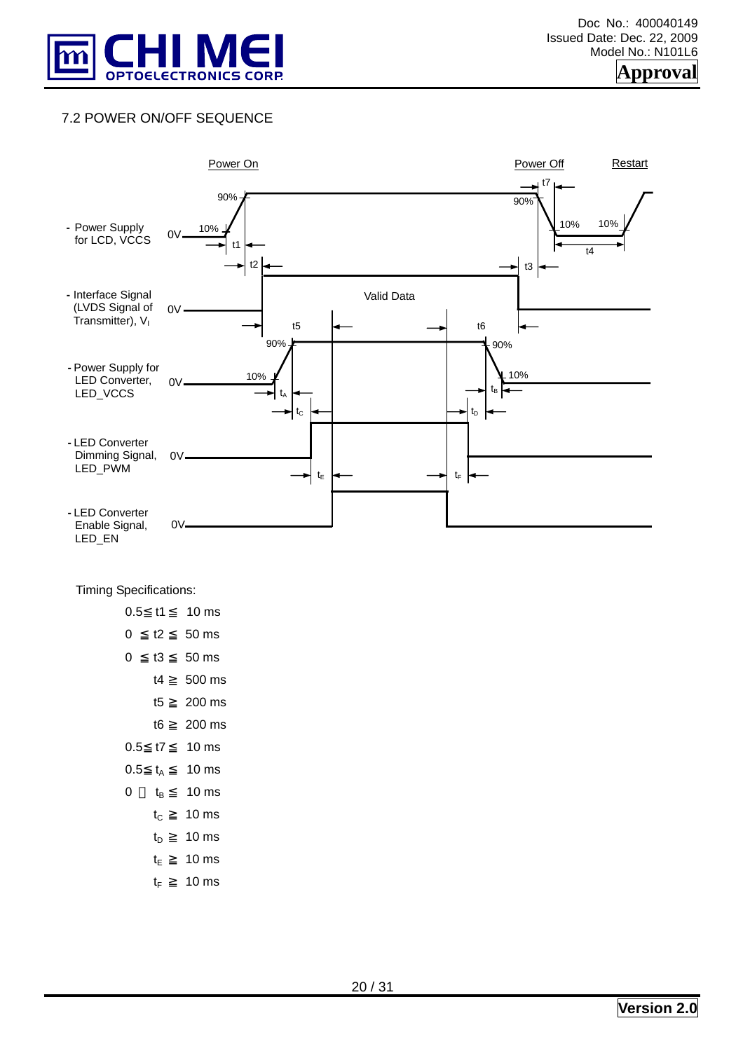## 7.2 POWER ON/OFF SEQUENCE

Power On | Power Off | Restart

- Power Supply for LCD, VCCS
- Interface Signal (LVDS Signal of Transmitter), $V_I$
- Power Supply for LED Converter, LED_VCCS
- LED Converter Dimming Signal, LED_PWM
- LED Converter Enable Signal, LED_EN

Valid Data

Timing Specifications:

$0.5 \leqq t1 \leqq 10$ ms

$0 \leqq t2 \leqq 50$ ms

$0 \leqq t3 \leqq 50$ ms

$t4 \geqq 500$ ms

$t5 \geqq 200$ ms

$t6 \geqq 200$ ms

$0.5 \leqq t7 \leqq 10$ ms

$0.5 \leqq t_A \leqq 10$ ms

$0 \leqq t_B \leqq 10$ ms

$t_C \geqq 10$ ms

$t_D \geqq 10$ ms

$t_E \geqq 10$ ms

$t_F \geqq 10$ ms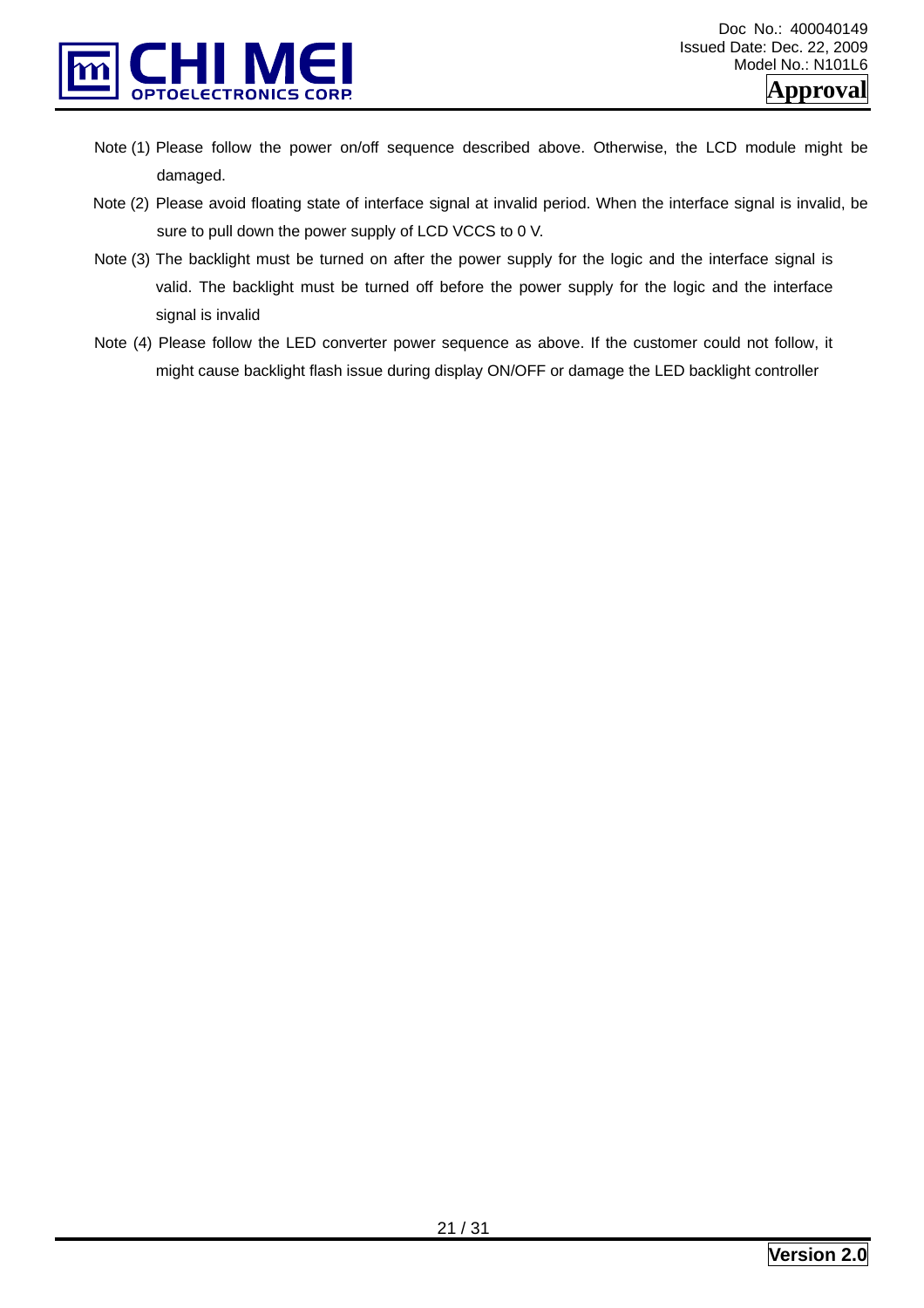Note (1) Please follow the power on/off sequence described above. Otherwise, the LCD module might be damaged.

Note (2) Please avoid floating state of interface signal at invalid period. When the interface signal is invalid, be sure to pull down the power supply of LCD VCCS to 0 V.

Note (3) The backlight must be turned on after the power supply for the logic and the interface signal is valid. The backlight must be turned off before the power supply for the logic and the interface signal is invalid

Note (4) Please follow the LED converter power sequence as above. If the customer could not follow, it might cause backlight flash issue during display ON/OFF or damage the LED backlight controller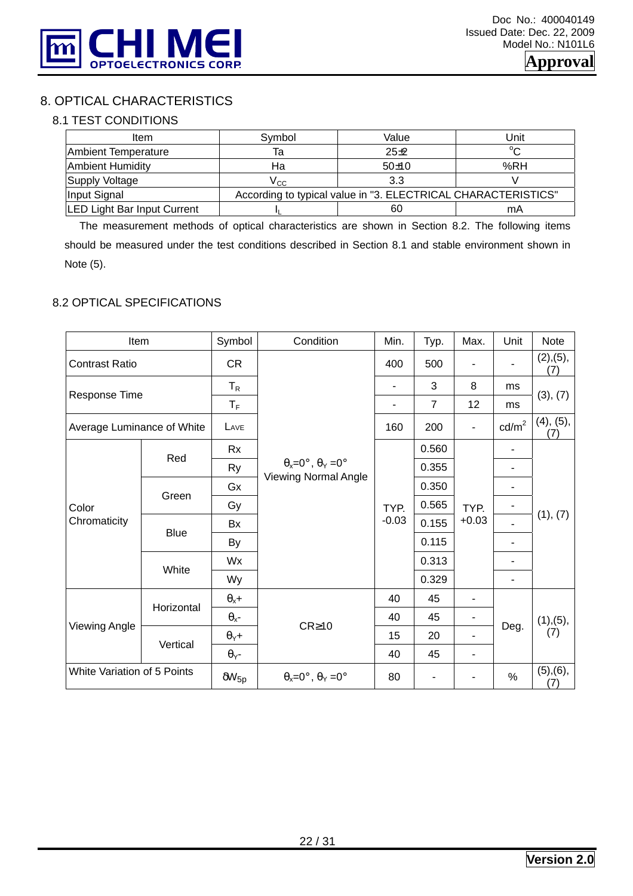# 8. OPTICAL CHARACTERISTICS

## 8.1 TEST CONDITIONS

| Item | Symbol | Value | Unit |
|---|---|---|---|
| Ambient Temperature | Ta | 25±2 | °C |
| Ambient Humidity | Ha | 50±10 | %RH |
| Supply Voltage | $V_{CC}$ | 3.3 | V |
| Input Signal | According to typical value in "3. ELECTRICAL CHARACTERISTICS" | | |
| LED Light Bar Input Current | $I_L$ | 60 | mA |

The measurement methods of optical characteristics are shown in Section 8.2. The following items should be measured under the test conditions described in Section 8.1 and stable environment shown in Note (5).

## 8.2 OPTICAL SPECIFICATIONS

| Item | | Symbol | Condition | Min. | Typ. | Max. | Unit | Note |
|---|---|---|---|---|---|---|---|---|
| Contrast Ratio | | CR | $\theta_x$=0°, $\theta_Y$ =0° Viewing Normal Angle | 400 | 500 | - | - | (2),(5),(7) |
| Response Time | | $T_R$ | | - | 3 | 8 | ms | (3), (7) |
| | | $T_F$ | | - | 7 | 12 | ms | |
| Average Luminance of White | | LAVE | | 160 | 200 | - | cd/m² | (4), (5),(7) |
| Color Chromaticity | Red | Rx | | TYP. -0.03 | 0.560 | TYP. +0.03 | - | (1), (7) |
| | | Ry | | | 0.355 | | - | |
| | Green | Gx | | | 0.350 | | - | |
| | | Gy | | | 0.565 | | - | |
| | Blue | Bx | | | 0.155 | | - | |
| | | By | | | 0.115 | | - | |
| | White | Wx | | | 0.313 | | - | |
| | | Wy | | | 0.329 | | - | |
| Viewing Angle | Horizontal | $\theta_x$+ | CR≥10 | 40 | 45 | - | Deg. | (1),(5),(7) |
| | | $\theta_x$- | | 40 | 45 | - | | |
| | Vertical | $\theta_Y$+ | | 15 | 20 | - | | |
| | | $\theta_Y$- | | 40 | 45 | - | | |
| White Variation of 5 Points | | $\delta W_{5p}$ | $\theta_x$=0°, $\theta_Y$ =0° | 80 | - | - | % | (5),(6),(7) |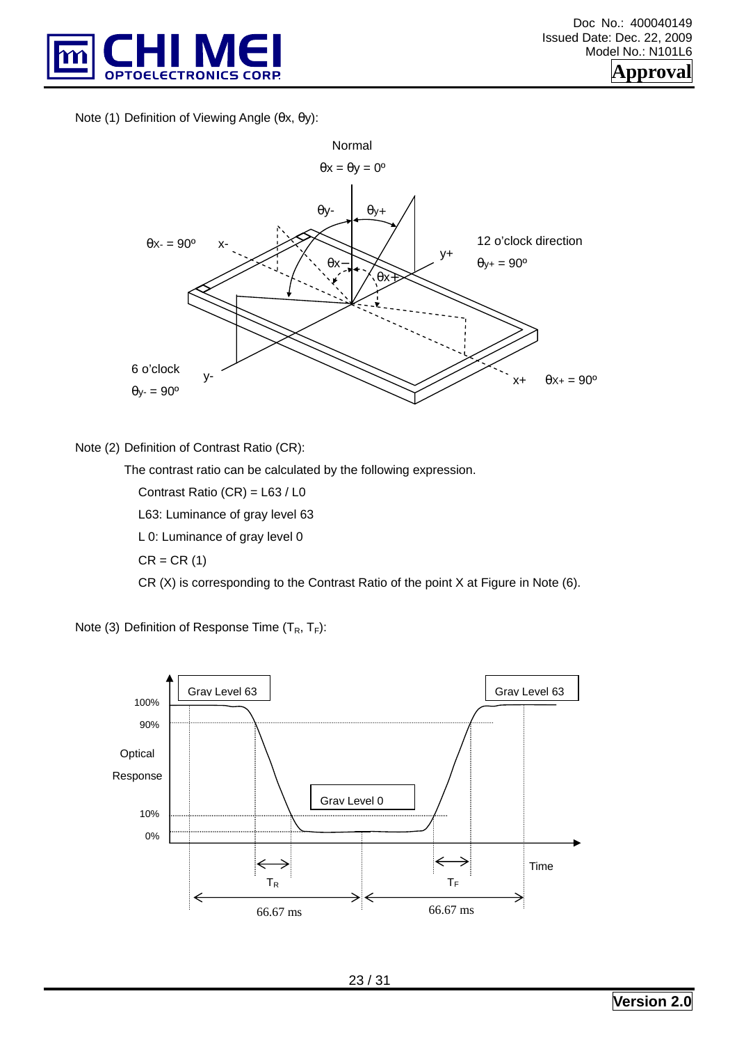Note (1) Definition of Viewing Angle (θx, θy):

Note (2) Definition of Contrast Ratio (CR):

The contrast ratio can be calculated by the following expression.

Contrast Ratio (CR) = L63 / L0

L63: Luminance of gray level 63

L 0: Luminance of gray level 0

CR = CR (1)

CR (X) is corresponding to the Contrast Ratio of the point X at Figure in Note (6).

Note (3) Definition of Response Time ($T_R$, $T_F$):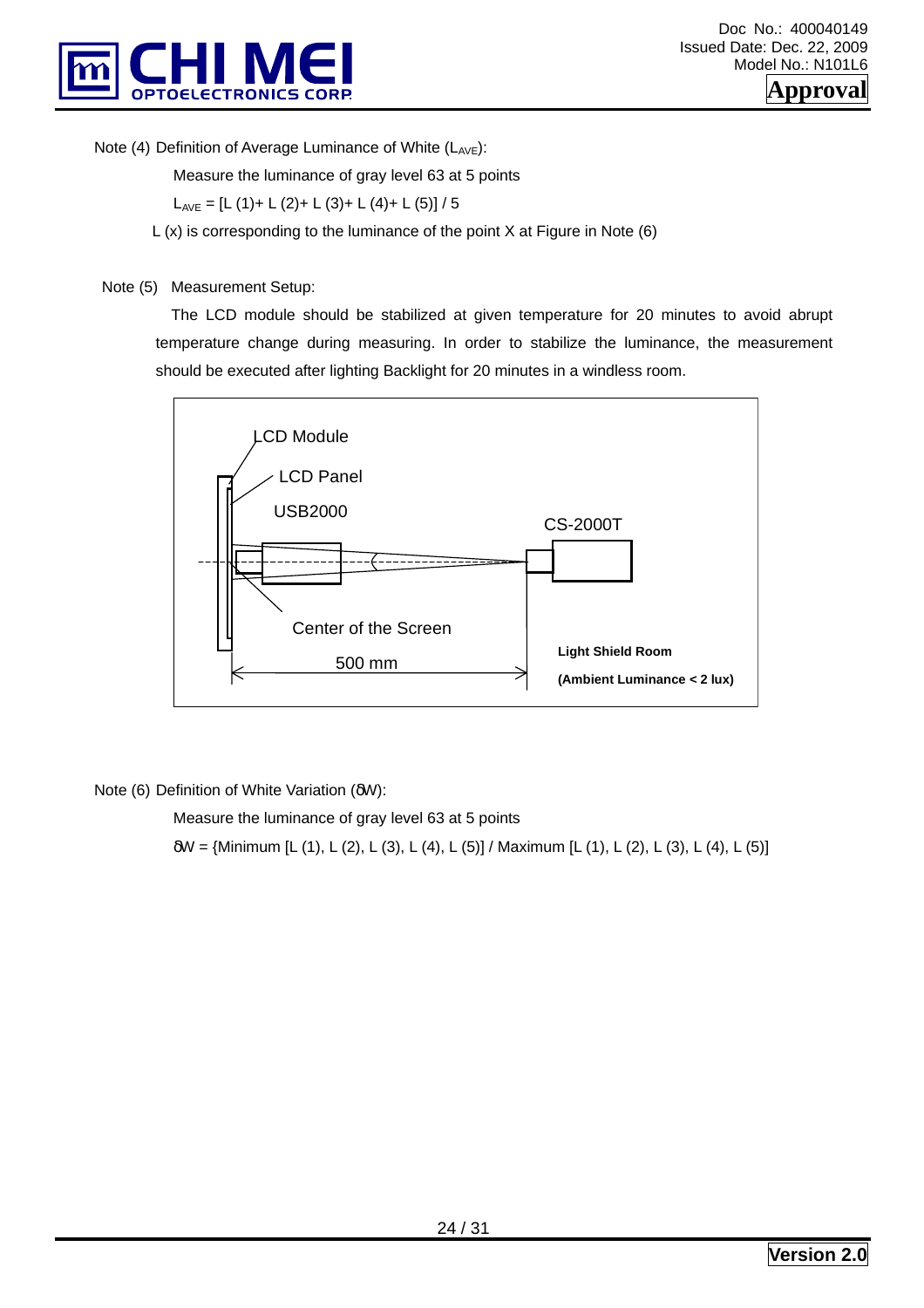Note (4) Definition of Average Luminance of White ($L_{AVE}$):

Measure the luminance of gray level 63 at 5 points

$L_{AVE}$ = [L (1)+ L (2)+ L (3)+ L (4)+ L (5)] / 5

L (x) is corresponding to the luminance of the point X at Figure in Note (6)

Note (5) Measurement Setup:

The LCD module should be stabilized at given temperature for 20 minutes to avoid abrupt temperature change during measuring. In order to stabilize the luminance, the measurement should be executed after lighting Backlight for 20 minutes in a windless room.

LCD Module

LCD Panel

USB2000

CS-2000T

Center of the Screen

500 mm

**Light Shield Room**

**(Ambient Luminance < 2 lux)**

Note (6) Definition of White Variation (δW):

Measure the luminance of gray level 63 at 5 points

δW = {Minimum [L (1), L (2), L (3), L (4), L (5)] / Maximum [L (1), L (2), L (3), L (4), L (5)]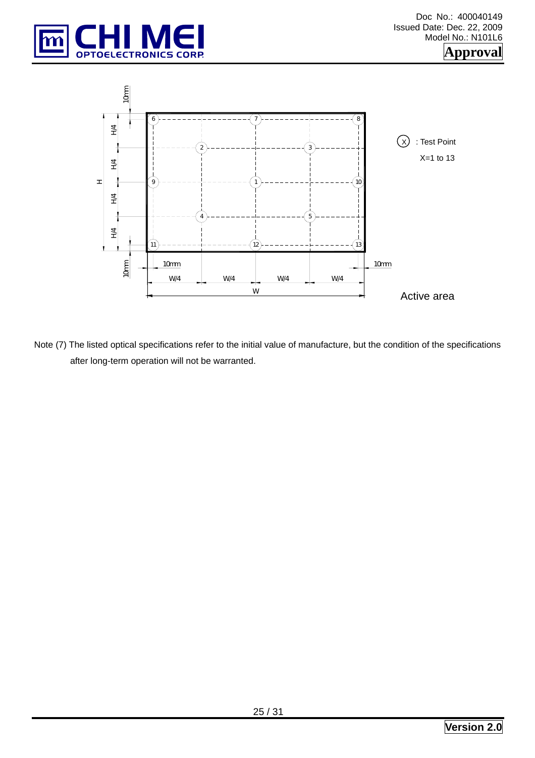Note (7) The listed optical specifications refer to the initial value of manufacture, but the condition of the specifications after long-term operation will not be warranted.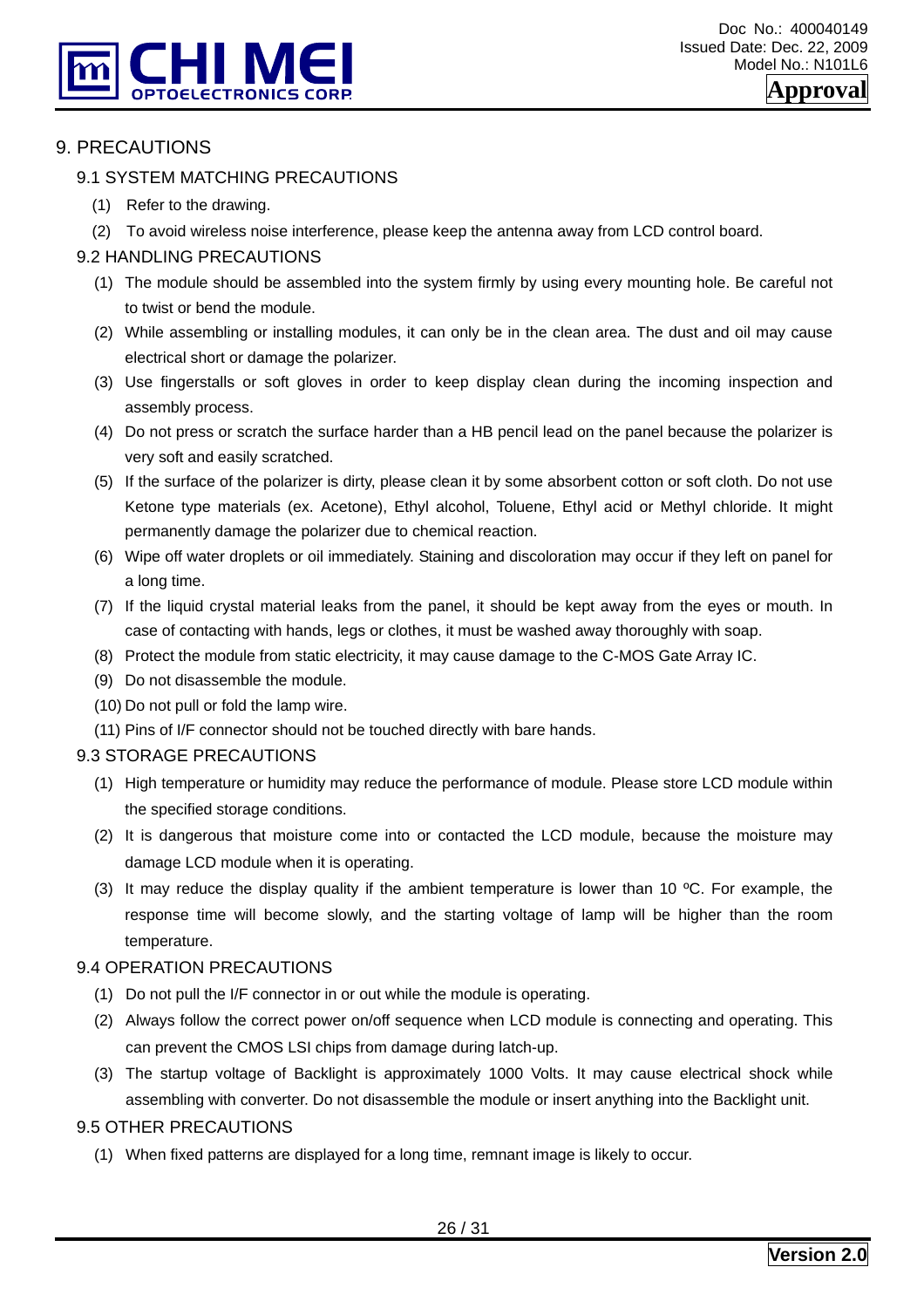# 9. PRECAUTIONS

## 9.1 SYSTEM MATCHING PRECAUTIONS

(1) Refer to the drawing.

(2) To avoid wireless noise interference, please keep the antenna away from LCD control board.

## 9.2 HANDLING PRECAUTIONS

(1) The module should be assembled into the system firmly by using every mounting hole. Be careful not to twist or bend the module.

(2) While assembling or installing modules, it can only be in the clean area. The dust and oil may cause electrical short or damage the polarizer.

(3) Use fingerstalls or soft gloves in order to keep display clean during the incoming inspection and assembly process.

(4) Do not press or scratch the surface harder than a HB pencil lead on the panel because the polarizer is very soft and easily scratched.

(5) If the surface of the polarizer is dirty, please clean it by some absorbent cotton or soft cloth. Do not use Ketone type materials (ex. Acetone), Ethyl alcohol, Toluene, Ethyl acid or Methyl chloride. It might permanently damage the polarizer due to chemical reaction.

(6) Wipe off water droplets or oil immediately. Staining and discoloration may occur if they left on panel for a long time.

(7) If the liquid crystal material leaks from the panel, it should be kept away from the eyes or mouth. In case of contacting with hands, legs or clothes, it must be washed away thoroughly with soap.

(8) Protect the module from static electricity, it may cause damage to the C-MOS Gate Array IC.

(9) Do not disassemble the module.

(10) Do not pull or fold the lamp wire.

(11) Pins of I/F connector should not be touched directly with bare hands.

## 9.3 STORAGE PRECAUTIONS

(1) High temperature or humidity may reduce the performance of module. Please store LCD module within the specified storage conditions.

(2) It is dangerous that moisture come into or contacted the LCD module, because the moisture may damage LCD module when it is operating.

(3) It may reduce the display quality if the ambient temperature is lower than 10 ºC. For example, the response time will become slowly, and the starting voltage of lamp will be higher than the room temperature.

## 9.4 OPERATION PRECAUTIONS

(1) Do not pull the I/F connector in or out while the module is operating.

(2) Always follow the correct power on/off sequence when LCD module is connecting and operating. This can prevent the CMOS LSI chips from damage during latch-up.

(3) The startup voltage of Backlight is approximately 1000 Volts. It may cause electrical shock while assembling with converter. Do not disassemble the module or insert anything into the Backlight unit.

## 9.5 OTHER PRECAUTIONS

(1) When fixed patterns are displayed for a long time, remnant image is likely to occur.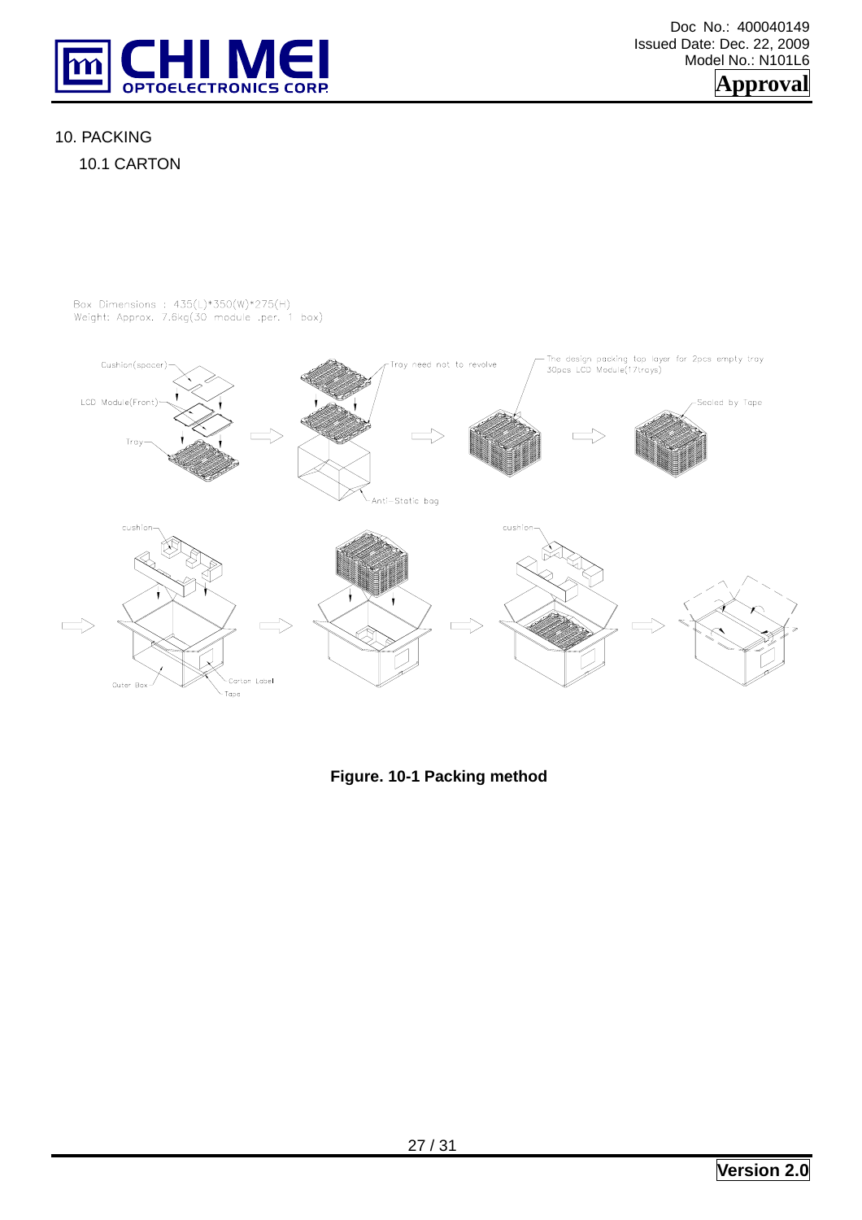# 10. PACKING

## 10.1 CARTON

Box Dimensions : 435(L)*350(W)*275(H)
Weight: Approx. 7.6kg(30 module .per. 1 box)

**Figure. 10-1 Packing method**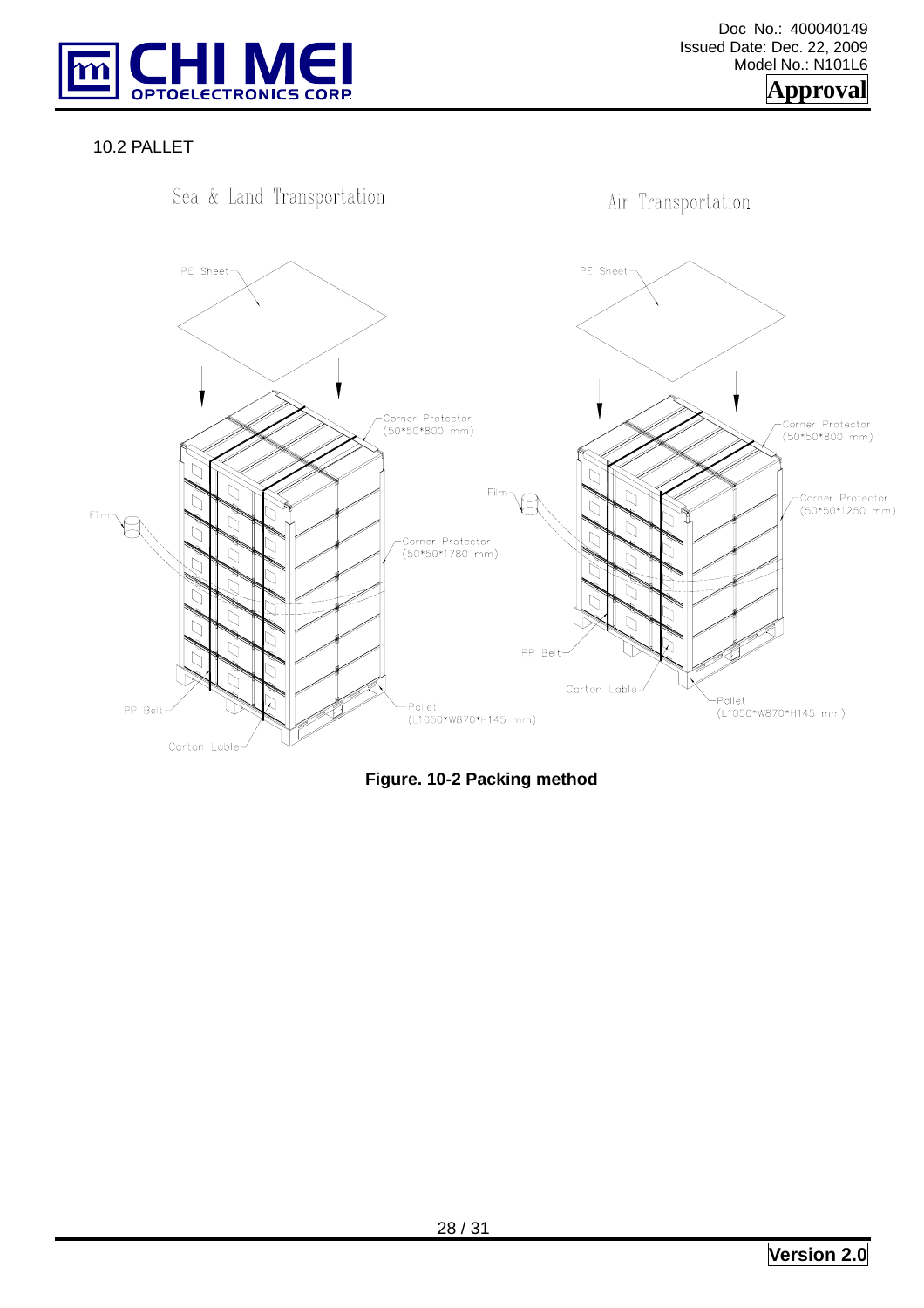## 10.2 PALLET

Sea & Land Transportation

Air Transportation

PE Sheet

Corner Protector (50*50*800 mm)

Film

Corner Protector (50*50*1780 mm)

PP Belt

Carton Lable

Pallet (L1050*W870*H145 mm)

PE Sheet

Corner Protector (50*50*800 mm)

Film

Corner Protector (50*50*1250 mm)

PP Belt

Carton Lable

Pallet (L1050*W870*H145 mm)

**Figure. 10-2 Packing method**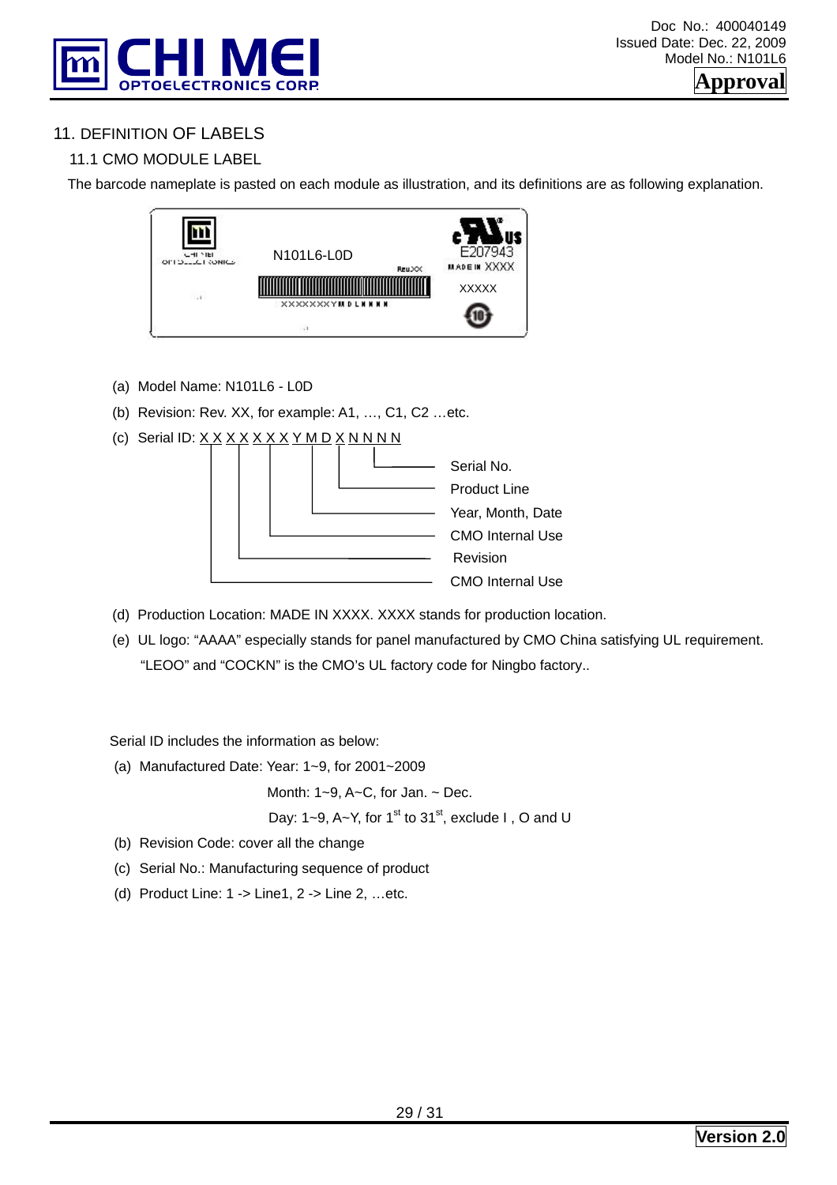# 11. DEFINITION OF LABELS

## 11.1 CMO MODULE LABEL

The barcode nameplate is pasted on each module as illustration, and its definitions are as following explanation.

N101L6-L0D

Rev.XX

XXXXXXXYMDLNNNN

E207943

MADE IN XXXX

XXXXX

(a) Model Name: N101L6 - L0D

(b) Revision: Rev. XX, for example: A1, …, C1, C2 …etc.

(c) Serial ID: X X X X X X X Y M D X N N N N

- N N N N: Serial No.
- X: Product Line
- Y M D: Year, Month, Date
- X X: CMO Internal Use
- X X: Revision
- X X: CMO Internal Use

(d) Production Location: MADE IN XXXX. XXXX stands for production location.

(e) UL logo: "AAAA" especially stands for panel manufactured by CMO China satisfying UL requirement. "LEOO" and "COCKN" is the CMO's UL factory code for Ningbo factory..

Serial ID includes the information as below:

(a) Manufactured Date: Year: 1~9, for 2001~2009

Month: 1~9, A~C, for Jan. ~ Dec.

Day: 1~9, A~Y, for 1st to 31st, exclude I , O and U

(b) Revision Code: cover all the change

(c) Serial No.: Manufacturing sequence of product

(d) Product Line: 1 -> Line1, 2 -> Line 2, …etc.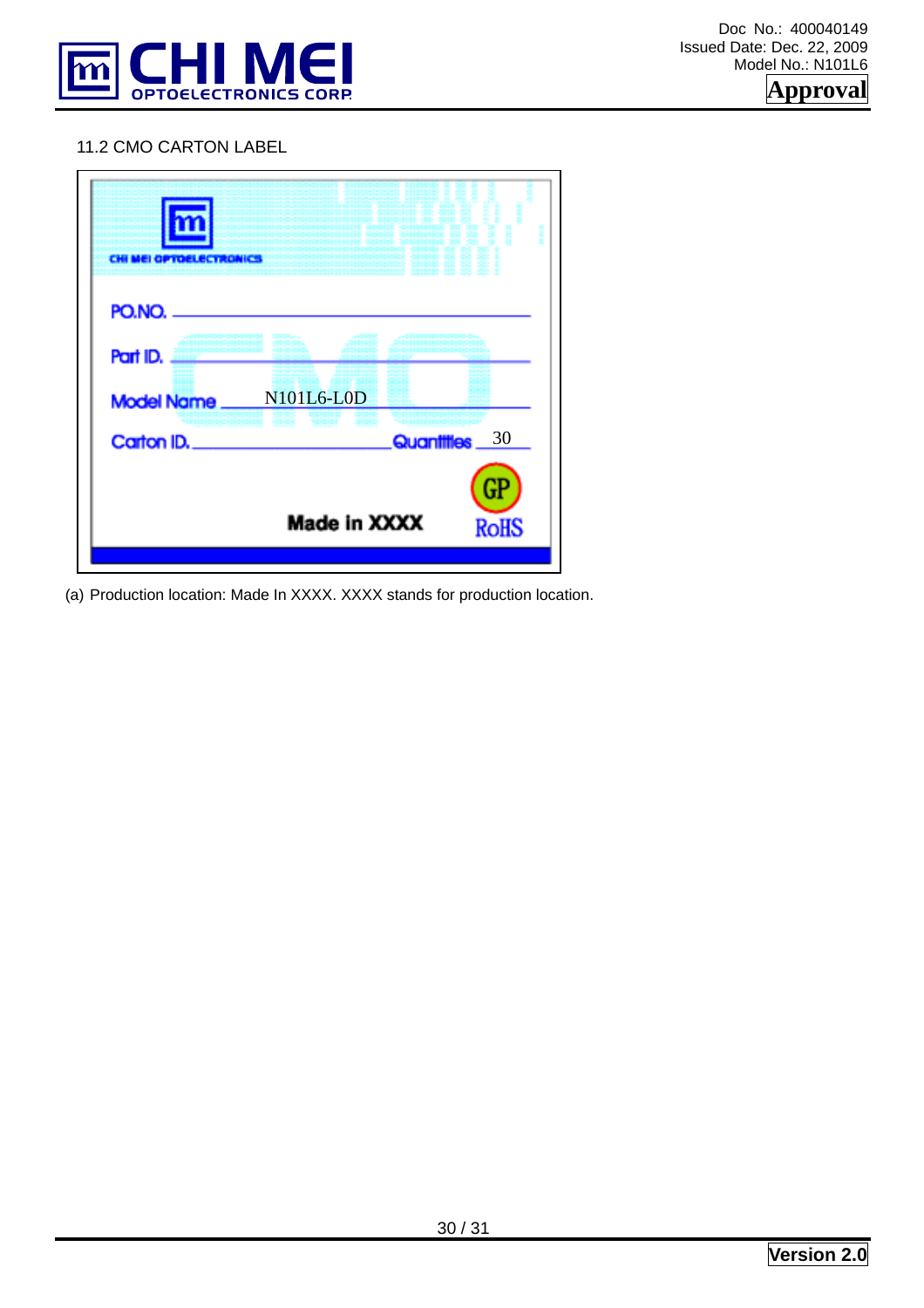## 11.2 CMO CARTON LABEL

CHI MEI OPTOELECTRONICS

PO.NO. \_\_\_\_\_\_\_\_\_\_\_\_\_\_\_\_\_\_\_\_

Part ID. \_\_\_\_\_\_\_\_\_\_\_\_\_\_\_\_\_\_\_\_

Model Name \_\_\_N101L6-L0D\_\_\_\_\_\_\_\_\_\_

Carton ID. \_\_\_\_\_\_\_\_\_\_\_\_\_\_\_\_ Quantities \_30\_

GP

Made in XXXX RoHS

(a) Production location: Made In XXXX. XXXX stands for production location.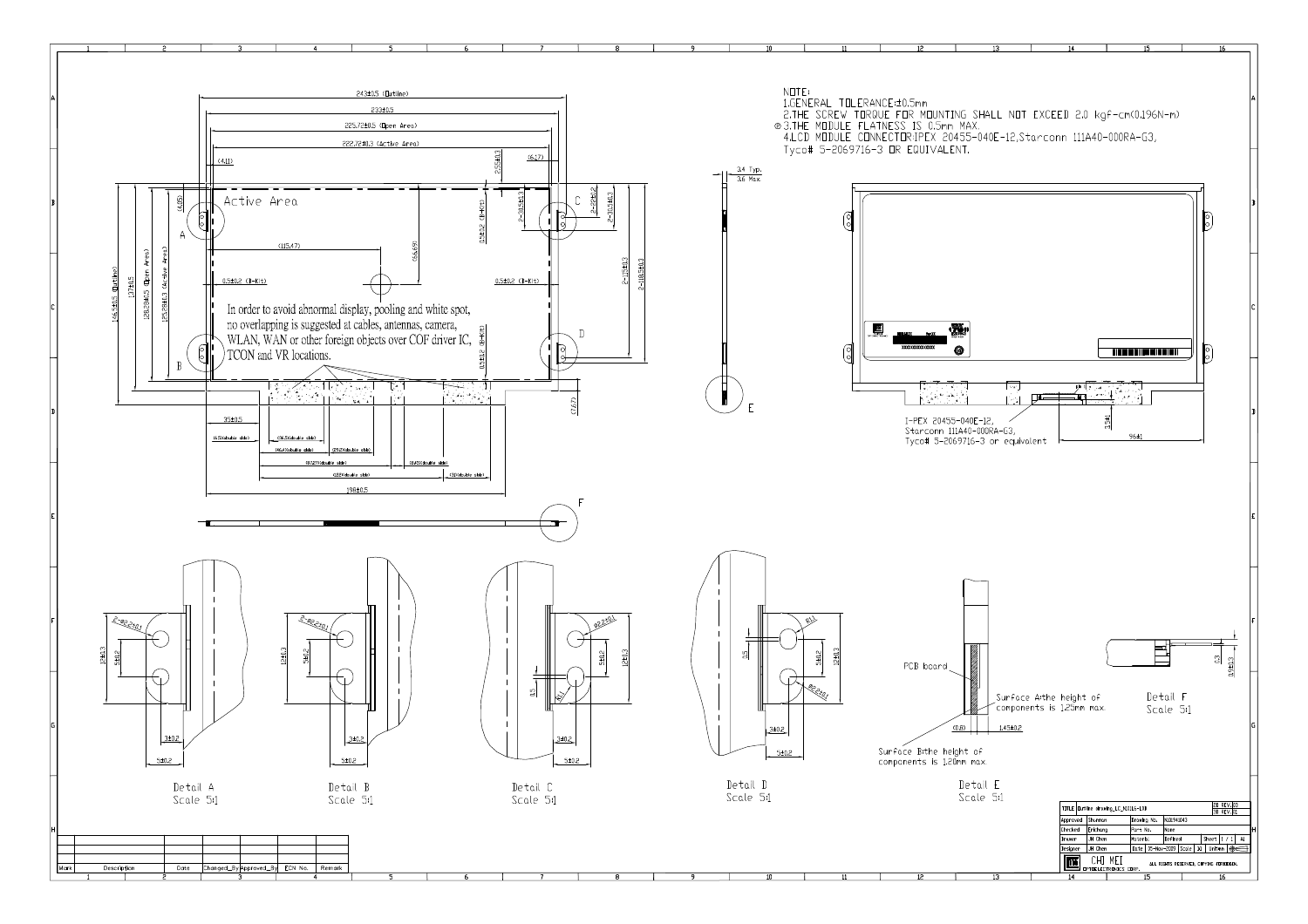NOTE:
1.GENERAL TOLERANCE:±0.5mm
2.THE SCREW TORQUE FOR MOUNTING SHALL NOT EXCEED 2.0 kgf-cm(0.196N-m)
3.THE MODULE FLATNESS IS 0.5mm MAX.
4.LCD MODULE CONNECTOR:IPEX 20455-040E-12,Starconn 111A40-000RA-G3, Tyco# 5-2069716-3 OR EQUIVALENT.

243±0.5 (Outline)
233±0.5
225.72±0.5 (Open Area)
222.72±0.3 (Active Area)
146.5±0.5 (Outline)
137±0.5
128.284±0.5 (Open Area)
125.28±0.3 (Active Area)

Active Area

In order to avoid abnormal display, pooling and white spot, no overlapping is suggested at cables, antennas, camera, WLAN, WAN or other foreign objects over COF driver IC, TCON and VR locations.

3.4 Typ.
3.6 Max.

I-PEX 20455-040E-12,
Starconn 111A40-000RA-G3,
Tyco# 5-2069716-3 or equivalent

Detail A
Scale 5:1

Detail B
Scale 5:1

Detail C
Scale 5:1

Detail D
Scale 5:1

PCB board
Surface A:the height of components is 1.25mm max.
Surface B:the height of components is 1.20mm max

Detail E
Scale 5:1

Detail F
Scale 5:1

| | | | | | | |
|---|---|---|---|---|---|---|
| TITLE | Outline drawing_LC_N101L6-L0B | | | | | |
| Approved | Shunmon | Drawing No. | N101L6-L0B | | | |
| Checked | Erichung | Parts No. | None | | | |
| Drawer | JH Chen | Materials | Unlimited | Sheet | 1 / 1 | A1 |
| Designer | JH Chen | Date | 25-Nov-2009 | Scale | 3:1 | Unit:mm |

CHI MEI OPTOELECTRONICS CORP. ALL RIGHTS RESERVED, COPYING FORBIDDEN.

| Mark | Description | Date | Changed_By | Approved_By | ECN No. | Remark |
|---|---|---|---|---|---|---|